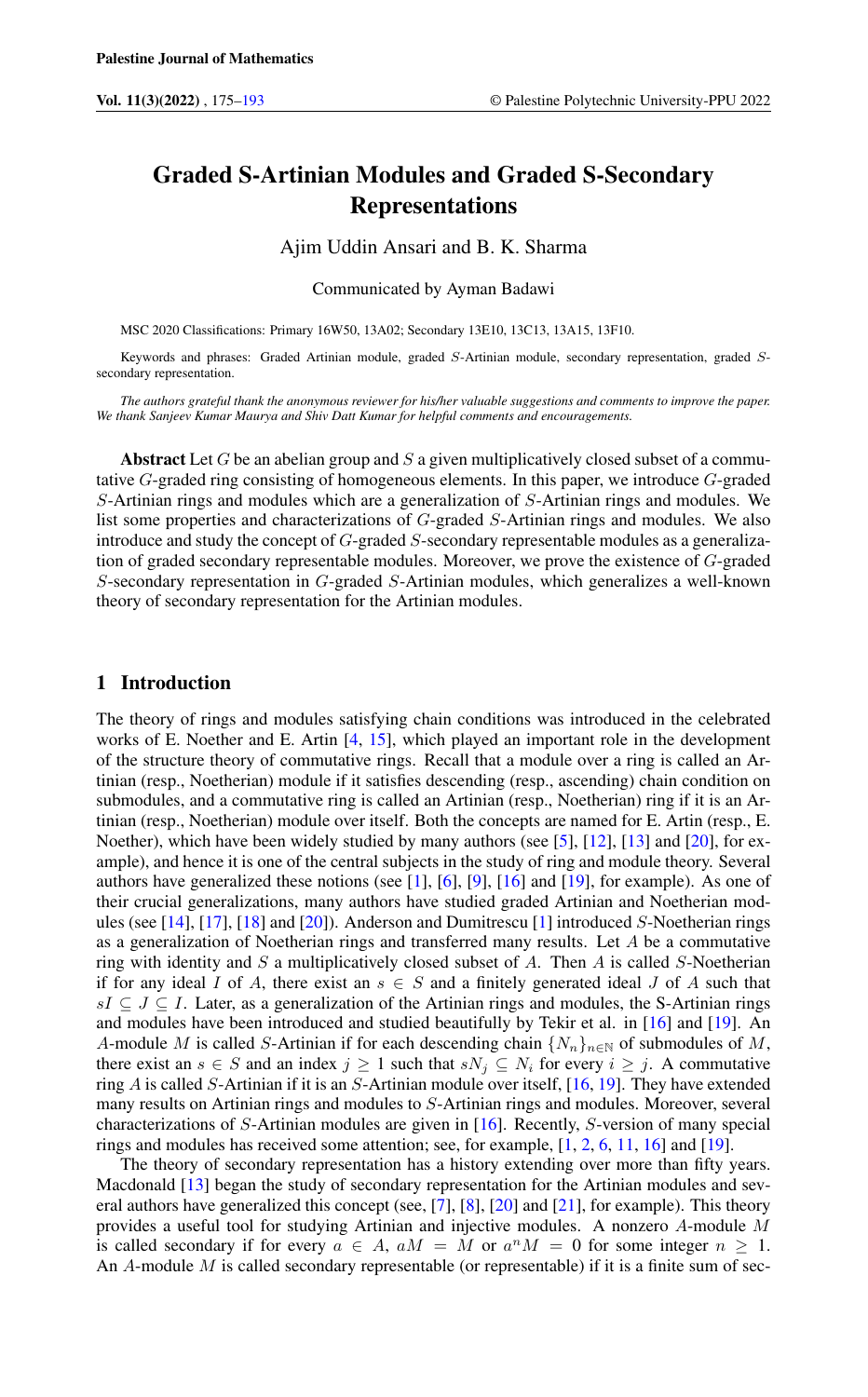# Graded S-Artinian Modules and Graded S-Secondary Representations

Ajim Uddin Ansari and B. K. Sharma

Communicated by Ayman Badawi

MSC 2020 Classifications: Primary 16W50, 13A02; Secondary 13E10, 13C13, 13A15, 13F10.

Keywords and phrases: Graded Artinian module, graded $S$-Artinian module, secondary representation, graded $S$-secondary representation.

*The authors grateful thank the anonymous reviewer for his/her valuable suggestions and comments to improve the paper. We thank Sanjeev Kumar Maurya and Shiv Datt Kumar for helpful comments and encouragements.*

**Abstract** Let $G$ be an abelian group and $S$ a given multiplicatively closed subset of a commutative $G$-graded ring consisting of homogeneous elements. In this paper, we introduce $G$-graded $S$-Artinian rings and modules which are a generalization of $S$-Artinian rings and modules. We list some properties and characterizations of $G$-graded $S$-Artinian rings and modules. We also introduce and study the concept of $G$-graded $S$-secondary representable modules as a generalization of graded secondary representable modules. Moreover, we prove the existence of $G$-graded $S$-secondary representation in $G$-graded $S$-Artinian modules, which generalizes a well-known theory of secondary representation for the Artinian modules.

## 1 Introduction

The theory of rings and modules satisfying chain conditions was introduced in the celebrated works of E. Noether and E. Artin [4, 15], which played an important role in the development of the structure theory of commutative rings. Recall that a module over a ring is called an Artinian (resp., Noetherian) module if it satisfies descending (resp., ascending) chain condition on submodules, and a commutative ring is called an Artinian (resp., Noetherian) ring if it is an Artinian (resp., Noetherian) module over itself. Both the concepts are named for E. Artin (resp., E. Noether), which have been widely studied by many authors (see [5], [12], [13] and [20], for example), and hence it is one of the central subjects in the study of ring and module theory. Several authors have generalized these notions (see [1], [6], [9], [16] and [19], for example). As one of their crucial generalizations, many authors have studied graded Artinian and Noetherian modules (see [14], [17], [18] and [20]). Anderson and Dumitrescu [1] introduced $S$-Noetherian rings as a generalization of Noetherian rings and transferred many results. Let $A$ be a commutative ring with identity and $S$ a multiplicatively closed subset of $A$. Then $A$ is called $S$-Noetherian if for any ideal $I$ of $A$, there exist an $s \in S$ and a finitely generated ideal $J$ of $A$ such that $sI \subseteq J \subseteq I$. Later, as a generalization of the Artinian rings and modules, the S-Artinian rings and modules have been introduced and studied beautifully by Tekir et al. in [16] and [19]. An $A$-module $M$ is called $S$-Artinian if for each descending chain $\{N_n\}_{n\in\mathbb{N}}$ of submodules of $M$, there exist an $s \in S$ and an index $j \geq 1$ such that $sN_j \subseteq N_i$ for every $i \geq j$. A commutative ring $A$ is called $S$-Artinian if it is an $S$-Artinian module over itself, [16, 19]. They have extended many results on Artinian rings and modules to $S$-Artinian rings and modules. Moreover, several characterizations of $S$-Artinian modules are given in [16]. Recently, $S$-version of many special rings and modules has received some attention; see, for example, [1, 2, 6, 11, 16] and [19].

The theory of secondary representation has a history extending over more than fifty years. Macdonald [13] began the study of secondary representation for the Artinian modules and several authors have generalized this concept (see, [7], [8], [20] and [21], for example). This theory provides a useful tool for studying Artinian and injective modules. A nonzero $A$-module $M$ is called secondary if for every $a \in A$, $aM = M$ or $a^nM = 0$ for some integer $n \geq 1$. An $A$-module $M$ is called secondary representable (or representable) if it is a finite sum of sec-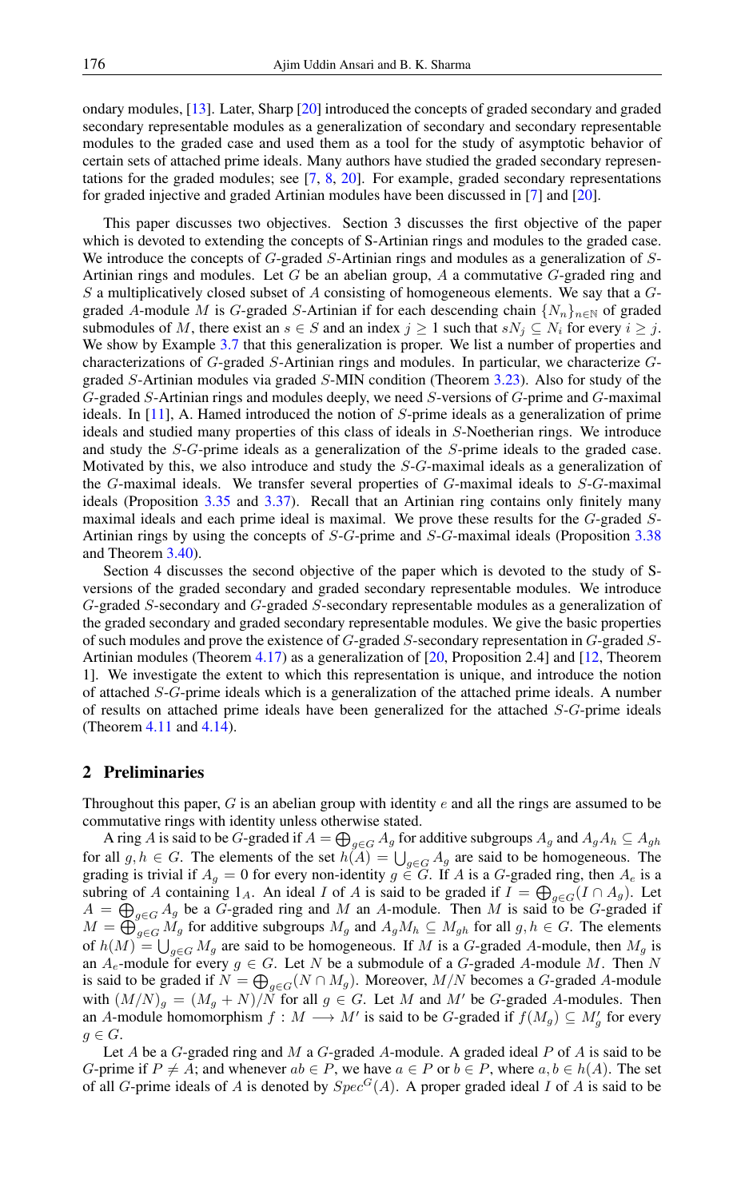ondary modules, [13]. Later, Sharp [20] introduced the concepts of graded secondary and graded secondary representable modules as a generalization of secondary and secondary representable modules to the graded case and used them as a tool for the study of asymptotic behavior of certain sets of attached prime ideals. Many authors have studied the graded secondary representations for the graded modules; see [7, 8, 20]. For example, graded secondary representations for graded injective and graded Artinian modules have been discussed in [7] and [20].

This paper discusses two objectives. Section 3 discusses the first objective of the paper which is devoted to extending the concepts of S-Artinian rings and modules to the graded case. We introduce the concepts of $G$-graded $S$-Artinian rings and modules as a generalization of $S$-Artinian rings and modules. Let $G$ be an abelian group, $A$ a commutative $G$-graded ring and $S$ a multiplicatively closed subset of $A$ consisting of homogeneous elements. We say that a $G$-graded $A$-module $M$ is $G$-graded $S$-Artinian if for each descending chain $\{N_n\}_{n\in\mathbb{N}}$ of graded submodules of $M$, there exist an $s \in S$ and an index $j \geq 1$ such that $sN_j \subseteq N_i$ for every $i \geq j$. We show by Example 3.7 that this generalization is proper. We list a number of properties and characterizations of $G$-graded $S$-Artinian rings and modules. In particular, we characterize $G$-graded $S$-Artinian modules via graded $S$-MIN condition (Theorem 3.23). Also for study of the $G$-graded $S$-Artinian rings and modules deeply, we need $S$-versions of $G$-prime and $G$-maximal ideals. In [11], A. Hamed introduced the notion of $S$-prime ideals as a generalization of prime ideals and studied many properties of this class of ideals in $S$-Noetherian rings. We introduce and study the $S$-$G$-prime ideals as a generalization of the $S$-prime ideals to the graded case. Motivated by this, we also introduce and study the $S$-$G$-maximal ideals as a generalization of the $G$-maximal ideals. We transfer several properties of $G$-maximal ideals to $S$-$G$-maximal ideals (Proposition 3.35 and 3.37). Recall that an Artinian ring contains only finitely many maximal ideals and each prime ideal is maximal. We prove these results for the $G$-graded $S$-Artinian rings by using the concepts of $S$-$G$-prime and $S$-$G$-maximal ideals (Proposition 3.38 and Theorem 3.40).

Section 4 discusses the second objective of the paper which is devoted to the study of S-versions of the graded secondary and graded secondary representable modules. We introduce $G$-graded $S$-secondary and $G$-graded $S$-secondary representable modules as a generalization of the graded secondary and graded secondary representable modules. We give the basic properties of such modules and prove the existence of $G$-graded $S$-secondary representation in $G$-graded $S$-Artinian modules (Theorem 4.17) as a generalization of [20, Proposition 2.4] and [12, Theorem 1]. We investigate the extent to which this representation is unique, and introduce the notion of attached $S$-$G$-prime ideals which is a generalization of the attached prime ideals. A number of results on attached prime ideals have been generalized for the attached $S$-$G$-prime ideals (Theorem 4.11 and 4.14).

## 2 Preliminaries

Throughout this paper, $G$ is an abelian group with identity $e$ and all the rings are assumed to be commutative rings with identity unless otherwise stated.

A ring $A$ is said to be $G$-graded if $A = \bigoplus_{g\in G} A_g$ for additive subgroups $A_g$ and $A_gA_h \subseteq A_{gh}$ for all $g, h \in G$. The elements of the set $h(A) = \bigcup_{g\in G} A_g$ are said to be homogeneous. The grading is trivial if $A_g = 0$ for every non-identity $g \in G$. If $A$ is a $G$-graded ring, then $A_e$ is a subring of $A$ containing $1_A$. An ideal $I$ of $A$ is said to be graded if $I = \bigoplus_{g\in G}(I \cap A_g)$. Let $A = \bigoplus_{g\in G} A_g$ be a $G$-graded ring and $M$ an $A$-module. Then $M$ is said to be $G$-graded if $M = \bigoplus_{g\in G} M_g$ for additive subgroups $M_g$ and $A_gM_h \subseteq M_{gh}$ for all $g, h \in G$. The elements of $h(M) = \bigcup_{g\in G} M_g$ are said to be homogeneous. If $M$ is a $G$-graded $A$-module, then $M_g$ is an $A_e$-module for every $g \in G$. Let $N$ be a submodule of a $G$-graded $A$-module $M$. Then $N$ is said to be graded if $N = \bigoplus_{g\in G}(N \cap M_g)$. Moreover, $M/N$ becomes a $G$-graded $A$-module with $(M/N)_g = (M_g + N)/N$ for all $g \in G$. Let $M$ and $M'$ be $G$-graded $A$-modules. Then an $A$-module homomorphism $f : M \longrightarrow M'$ is said to be $G$-graded if $f(M_g) \subseteq M'_g$ for every $g \in G$.

Let $A$ be a $G$-graded ring and $M$ a $G$-graded $A$-module. A graded ideal $P$ of $A$ is said to be $G$-prime if $P \neq A$; and whenever $ab \in P$, we have $a \in P$ or $b \in P$, where $a, b \in h(A)$. The set of all $G$-prime ideals of $A$ is denoted by $Spec^G(A)$. A proper graded ideal $I$ of $A$ is said to be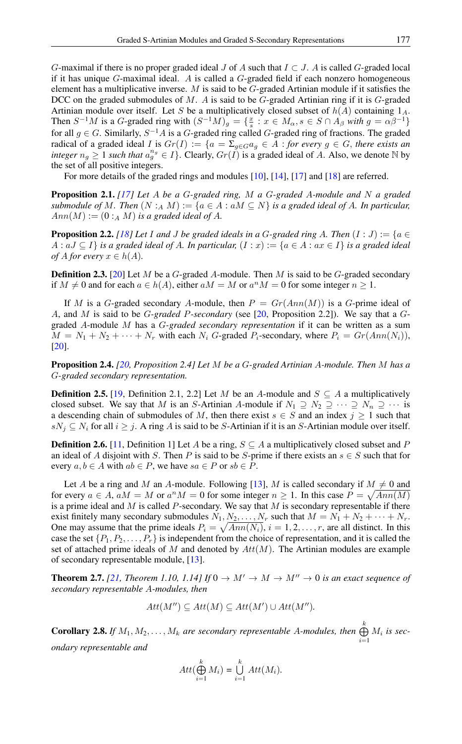$G$-maximal if there is no proper graded ideal $J$ of $A$ such that $I \subset J$. $A$ is called $G$-graded local if it has unique $G$-maximal ideal. $A$ is called a $G$-graded field if each nonzero homogeneous element has a multiplicative inverse. $M$ is said to be $G$-graded Artinian module if it satisfies the DCC on the graded submodules of $M$. $A$ is said to be $G$-graded Artinian ring if it is $G$-graded Artinian module over itself. Let $S$ be a multiplicatively closed subset of $h(A)$ containing $1_A$. Then $S^{-1}M$ is a $G$-graded ring with $(S^{-1}M)_g = \{\frac{x}{s} : x \in M_\alpha, s \in S \cap A_\beta \textit{ with } g = \alpha\beta^{-1}\}$ for all $g \in G$. Similarly, $S^{-1}A$ is a $G$-graded ring called $G$-graded ring of fractions. The graded radical of a graded ideal $I$ is $Gr(I) := \{a = \Sigma_{g\in G} a_g \in A : \textit{for every } g \in G, \textit{ there exists an integer } n_g \geq 1 \textit{ such that } a_g^{n_g} \in I\}$. Clearly, $Gr(I)$ is a graded ideal of $A$. Also, we denote $\mathbb{N}$ by the set of all positive integers.

For more details of the graded rings and modules [10], [14], [17] and [18] are referred.

**Proposition 2.1.** *[17] Let $A$ be a $G$-graded ring, $M$ a $G$-graded $A$-module and $N$ a graded submodule of $M$. Then $(N :_A M) := \{a \in A : aM \subseteq N\}$ is a graded ideal of $A$. In particular, $Ann(M) := (0 :_A M)$ is a graded ideal of $A$.*

**Proposition 2.2.** *[18] Let $I$ and $J$ be graded ideals in a $G$-graded ring $A$. Then $(I : J) := \{a \in A : aJ \subseteq I\}$ is a graded ideal of $A$. In particular, $(I : x) := \{a \in A : ax \in I\}$ is a graded ideal of $A$ for every $x \in h(A)$.*

**Definition 2.3.** [20] Let $M$ be a $G$-graded $A$-module. Then $M$ is said to be $G$-graded secondary if $M \neq 0$ and for each $a \in h(A)$, either $aM = M$ or $a^n M = 0$ for some integer $n \geq 1$.

If $M$ is a $G$-graded secondary $A$-module, then $P = Gr(Ann(M))$ is a $G$-prime ideal of $A$, and $M$ is said to be *$G$-graded $P$-secondary* (see [20, Proposition 2.2]). We say that a $G$-graded $A$-module $M$ has a *$G$-graded secondary representation* if it can be written as a sum $M = N_1 + N_2 + \cdots + N_r$ with each $N_i$ $G$-graded $P_i$-secondary, where $P_i = Gr(Ann(N_i))$, [20].

**Proposition 2.4.** *[20, Proposition 2.4] Let $M$ be a $G$-graded Artinian $A$-module. Then $M$ has a $G$-graded secondary representation.*

**Definition 2.5.** [19, Definition 2.1, 2.2] Let $M$ be an $A$-module and $S \subseteq A$ a multiplicatively closed subset. We say that $M$ is an $S$-Artinian $A$-module if $N_1 \supseteq N_2 \supseteq \cdots \supseteq N_n \supseteq \cdots$ is a descending chain of submodules of $M$, then there exist $s \in S$ and an index $j \geq 1$ such that $sN_j \subseteq N_i$ for all $i \geq j$. A ring $A$ is said to be $S$-Artinian if it is an $S$-Artinian module over itself.

**Definition 2.6.** [11, Definition 1] Let $A$ be a ring, $S \subseteq A$ a multiplicatively closed subset and $P$ an ideal of $A$ disjoint with $S$. Then $P$ is said to be $S$-prime if there exists an $s \in S$ such that for every $a, b \in A$ with $ab \in P$, we have $sa \in P$ or $sb \in P$.

Let $A$ be a ring and $M$ an $A$-module. Following [13], $M$ is called secondary if $M \neq 0$ and for every $a \in A$, $aM = M$ or $a^n M = 0$ for some integer $n \geq 1$. In this case $P = \sqrt{Ann(M)}$ is a prime ideal and $M$ is called $P$-secondary. We say that $M$ is secondary representable if there exist finitely many secondary submodules $N_1, N_2, \ldots, N_r$ such that $M = N_1 + N_2 + \cdots + N_r$. One may assume that the prime ideals $P_i = \sqrt{Ann(N_i)}$, $i = 1, 2, \ldots, r$, are all distinct. In this case the set $\{P_1, P_2, \ldots, P_r\}$ is independent from the choice of representation, and it is called the set of attached prime ideals of $M$ and denoted by $Att(M)$. The Artinian modules are example of secondary representable module, [13].

**Theorem 2.7.** *[21, Theorem 1.10, 1.14] If $0 \to M' \to M \to M'' \to 0$ is an exact sequence of secondary representable $A$-modules, then*

$$Att(M'') \subseteq Att(M) \subseteq Att(M') \cup Att(M'').$$

**Corollary 2.8.** *If $M_1, M_2, \ldots, M_k$ are secondary representable $A$-modules, then $\bigoplus_{i=1}^{k} M_i$ is secondary representable and*

$$Att(\bigoplus_{i=1}^{k} M_i) = \bigcup_{i=1}^{k} Att(M_i).$$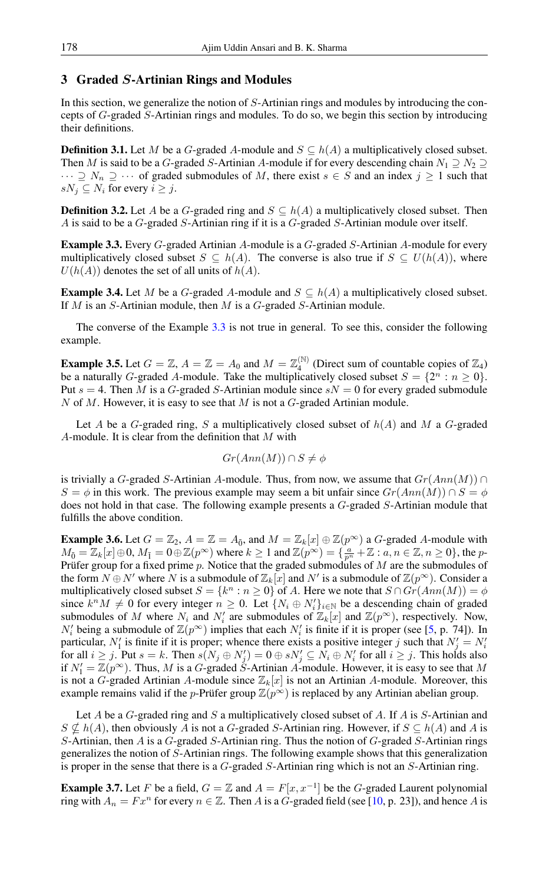## 3 Graded $S$-Artinian Rings and Modules

In this section, we generalize the notion of $S$-Artinian rings and modules by introducing the concepts of $G$-graded $S$-Artinian rings and modules. To do so, we begin this section by introducing their definitions.

**Definition 3.1.** Let $M$ be a $G$-graded $A$-module and $S \subseteq h(A)$ a multiplicatively closed subset. Then $M$ is said to be a $G$-graded $S$-Artinian $A$-module if for every descending chain $N_1 \supseteq N_2 \supseteq \cdots \supseteq N_n \supseteq \cdots$ of graded submodules of $M$, there exist $s \in S$ and an index $j \geq 1$ such that $sN_j \subseteq N_i$ for every $i \geq j$.

**Definition 3.2.** Let $A$ be a $G$-graded ring and $S \subseteq h(A)$ a multiplicatively closed subset. Then $A$ is said to be a $G$-graded $S$-Artinian ring if it is a $G$-graded $S$-Artinian module over itself.

**Example 3.3.** Every $G$-graded Artinian $A$-module is a $G$-graded $S$-Artinian $A$-module for every multiplicatively closed subset $S \subseteq h(A)$. The converse is also true if $S \subseteq U(h(A))$, where $U(h(A))$ denotes the set of all units of $h(A)$.

**Example 3.4.** Let $M$ be a $G$-graded $A$-module and $S \subseteq h(A)$ a multiplicatively closed subset. If $M$ is an $S$-Artinian module, then $M$ is a $G$-graded $S$-Artinian module.

The converse of the Example 3.3 is not true in general. To see this, consider the following example.

**Example 3.5.** Let $G = \mathbb{Z}$, $A = \mathbb{Z} = A_0$ and $M = \mathbb{Z}_4^{(\mathbb{N})}$ (Direct sum of countable copies of $\mathbb{Z}_4$) be a naturally $G$-graded $A$-module. Take the multiplicatively closed subset $S = \{2^n : n \geq 0\}$. Put $s = 4$. Then $M$ is a $G$-graded $S$-Artinian module since $sN = 0$ for every graded submodule $N$ of $M$. However, it is easy to see that $M$ is not a $G$-graded Artinian module.

Let $A$ be a $G$-graded ring, $S$ a multiplicatively closed subset of $h(A)$ and $M$ a $G$-graded $A$-module. It is clear from the definition that $M$ with

$$Gr(Ann(M)) \cap S \neq \phi$$

is trivially a $G$-graded $S$-Artinian $A$-module. Thus, from now, we assume that $Gr(Ann(M)) \cap S = \phi$ in this work. The previous example may seem a bit unfair since $Gr(Ann(M)) \cap S = \phi$ does not hold in that case. The following example presents a $G$-graded $S$-Artinian module that fulfills the above condition.

**Example 3.6.** Let $G = \mathbb{Z}_2$, $A = \mathbb{Z} = A_{\bar{0}}$, and $M = \mathbb{Z}_k[x] \oplus \mathbb{Z}(p^\infty)$ a $G$-graded $A$-module with $M_{\bar{0}} = \mathbb{Z}_k[x] \oplus 0$, $M_{\bar{1}} = 0 \oplus \mathbb{Z}(p^\infty)$ where $k \geq 1$ and $\mathbb{Z}(p^\infty) = \{\frac{a}{p^n} + \mathbb{Z} : a, n \in \mathbb{Z}, n \geq 0\}$, the $p$-Prüfer group for a fixed prime $p$. Notice that the graded submodules of $M$ are the submodules of the form $N \oplus N'$ where $N$ is a submodule of $\mathbb{Z}_k[x]$ and $N'$ is a submodule of $\mathbb{Z}(p^\infty)$. Consider a multiplicatively closed subset $S = \{k^n : n \geq 0\}$ of $A$. Here we note that $S \cap Gr(Ann(M)) = \phi$ since $k^n M \neq 0$ for every integer $n \geq 0$. Let $\{N_i \oplus N'_i\}_{i \in \mathbb{N}}$ be a descending chain of graded submodules of $M$ where $N_i$ and $N'_i$ are submodules of $\mathbb{Z}_k[x]$ and $\mathbb{Z}(p^\infty)$, respectively. Now, $N'_i$ being a submodule of $\mathbb{Z}(p^\infty)$ implies that each $N'_i$ is finite if it is proper (see [5, p. 74]). In particular, $N'_1$ is finite if it is proper; whence there exists a positive integer $j$ such that $N'_j = N'_i$ for all $i \geq j$. Put $s = k$. Then $s(N_j \oplus N'_j) = 0 \oplus sN'_j \subseteq N_i \oplus N'_i$ for all $i \geq j$. This holds also if $N'_1 = \mathbb{Z}(p^\infty)$. Thus, $M$ is a $G$-graded $S$-Artinian $A$-module. However, it is easy to see that $M$ is not a $G$-graded Artinian $A$-module since $\mathbb{Z}_k[x]$ is not an Artinian $A$-module. Moreover, this example remains valid if the $p$-Prüfer group $\mathbb{Z}(p^\infty)$ is replaced by any Artinian abelian group.

Let $A$ be a $G$-graded ring and $S$ a multiplicatively closed subset of $A$. If $A$ is $S$-Artinian and $S \not\subseteq h(A)$, then obviously $A$ is not a $G$-graded $S$-Artinian ring. However, if $S \subseteq h(A)$ and $A$ is $S$-Artinian, then $A$ is a $G$-graded $S$-Artinian ring. Thus the notion of $G$-graded $S$-Artinian rings generalizes the notion of $S$-Artinian rings. The following example shows that this generalization is proper in the sense that there is a $G$-graded $S$-Artinian ring which is not an $S$-Artinian ring.

**Example 3.7.** Let $F$ be a field, $G = \mathbb{Z}$ and $A = F[x, x^{-1}]$ be the $G$-graded Laurent polynomial ring with $A_n = Fx^n$ for every $n \in \mathbb{Z}$. Then $A$ is a $G$-graded field (see [10, p. 23]), and hence $A$ is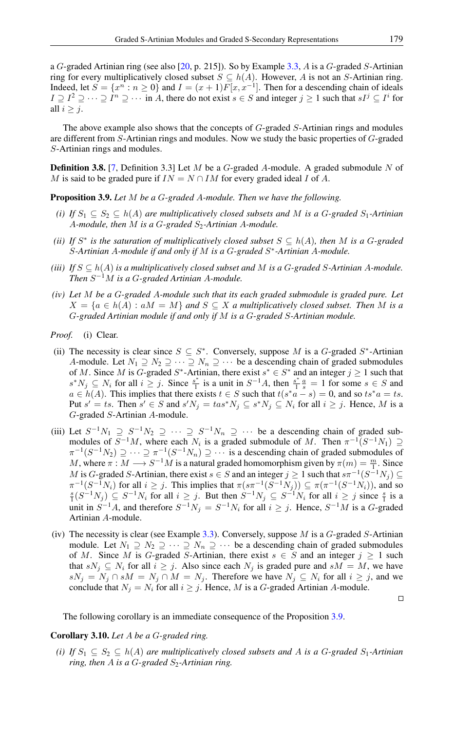a $G$-graded Artinian ring (see also [20, p. 215]). So by Example 3.3, $A$ is a $G$-graded $S$-Artinian ring for every multiplicatively closed subset $S \subseteq h(A)$. However, $A$ is not an $S$-Artinian ring. Indeed, let $S = \{x^n : n \geq 0\}$ and $I = (x+1)F[x, x^{-1}]$. Then for a descending chain of ideals $I \supseteq I^2 \supseteq \cdots \supseteq I^n \supseteq \cdots$ in $A$, there do not exist $s \in S$ and integer $j \geq 1$ such that $sI^j \subseteq I^i$ for all $i \geq j$.

The above example also shows that the concepts of $G$-graded $S$-Artinian rings and modules are different from $S$-Artinian rings and modules. Now we study the basic properties of $G$-graded $S$-Artinian rings and modules.

**Definition 3.8.** [7, Definition 3.3] Let $M$ be a $G$-graded $A$-module. A graded submodule $N$ of $M$ is said to be graded pure if $IN = N \cap IM$ for every graded ideal $I$ of $A$.

**Proposition 3.9.** *Let $M$ be a $G$-graded $A$-module. Then we have the following.*

*(i) If $S_1 \subseteq S_2 \subseteq h(A)$ are multiplicatively closed subsets and $M$ is a $G$-graded $S_1$-Artinian $A$-module, then $M$ is a $G$-graded $S_2$-Artinian $A$-module.*

*(ii) If $S^*$ is the saturation of multiplicatively closed subset $S \subseteq h(A)$, then $M$ is a $G$-graded $S$-Artinian $A$-module if and only if $M$ is a $G$-graded $S^*$-Artinian $A$-module.*

*(iii) If $S \subseteq h(A)$ is a multiplicatively closed subset and $M$ is a $G$-graded $S$-Artinian $A$-module. Then $S^{-1}M$ is a $G$-graded Artinian $A$-module.*

*(iv) Let $M$ be a $G$-graded $A$-module such that its each graded submodule is graded pure. Let $X = \{a \in h(A) : aM = M\}$ and $S \subseteq X$ a multiplicatively closed subset. Then $M$ is a $G$-graded Artinian module if and only if $M$ is a $G$-graded $S$-Artinian module.*

*Proof.* (i) Clear.

(ii) The necessity is clear since $S \subseteq S^*$. Conversely, suppose $M$ is a $G$-graded $S^*$-Artinian $A$-module. Let $N_1 \supseteq N_2 \supseteq \cdots \supseteq N_n \supseteq \cdots$ be a descending chain of graded submodules of $M$. Since $M$ is $G$-graded $S^*$-Artinian, there exist $s^* \in S^*$ and an integer $j \geq 1$ such that $s^*N_j \subseteq N_i$ for all $i \geq j$. Since $\frac{s^*}{1}$ is a unit in $S^{-1}A$, then $\frac{s^*}{1}\frac{a}{s} = 1$ for some $s \in S$ and $a \in h(A)$. This implies that there exists $t \in S$ such that $t(s^*a - s) = 0$, and so $ts^*a = ts$. Put $s' = ts$. Then $s' \in S$ and $s'N_j = tas^*N_j \subseteq s^*N_j \subseteq N_i$ for all $i \geq j$. Hence, $M$ is a $G$-graded $S$-Artinian $A$-module.

(iii) Let $S^{-1}N_1 \supseteq S^{-1}N_2 \supseteq \cdots \supseteq S^{-1}N_n \supseteq \cdots$ be a descending chain of graded submodules of $S^{-1}M$, where each $N_i$ is a graded submodule of $M$. Then $\pi^{-1}(S^{-1}N_1) \supseteq \pi^{-1}(S^{-1}N_2) \supseteq \cdots \supseteq \pi^{-1}(S^{-1}N_n) \supseteq \cdots$ is a descending chain of graded submodules of $M$, where $\pi : M \longrightarrow S^{-1}M$ is a natural graded homomorphism given by $\pi(m) = \frac{m}{1}$. Since $M$ is $G$-graded $S$-Artinian, there exist $s \in S$ and an integer $j \geq 1$ such that $s\pi^{-1}(S^{-1}N_j) \subseteq \pi^{-1}(S^{-1}N_i)$ for all $i \geq j$. This implies that $\pi(s\pi^{-1}(S^{-1}N_j)) \subseteq \pi(\pi^{-1}(S^{-1}N_i))$, and so $\frac{s}{1}(S^{-1}N_j) \subseteq S^{-1}N_i$ for all $i \geq j$. But then $S^{-1}N_j \subseteq S^{-1}N_i$ for all $i \geq j$ since $\frac{s}{1}$ is a unit in $S^{-1}A$, and therefore $S^{-1}N_j = S^{-1}N_i$ for all $i \geq j$. Hence, $S^{-1}M$ is a $G$-graded Artinian $A$-module.

(iv) The necessity is clear (see Example 3.3). Conversely, suppose $M$ is a $G$-graded $S$-Artinian module. Let $N_1 \supseteq N_2 \supseteq \cdots \supseteq N_n \supseteq \cdots$ be a descending chain of graded submodules of $M$. Since $M$ is $G$-graded $S$-Artinian, there exist $s \in S$ and an integer $j \geq 1$ such that $sN_j \subseteq N_i$ for all $i \geq j$. Also since each $N_j$ is graded pure and $sM = M$, we have $sN_j = N_j \cap sM = N_j \cap M = N_j$. Therefore we have $N_j \subseteq N_i$ for all $i \geq j$, and we conclude that $N_j = N_i$ for all $i \geq j$. Hence, $M$ is a $G$-graded Artinian $A$-module. ∎

The following corollary is an immediate consequence of the Proposition 3.9.

**Corollary 3.10.** *Let $A$ be a $G$-graded ring.*

*(i) If $S_1 \subseteq S_2 \subseteq h(A)$ are multiplicatively closed subsets and $A$ is a $G$-graded $S_1$-Artinian ring, then $A$ is a $G$-graded $S_2$-Artinian ring.*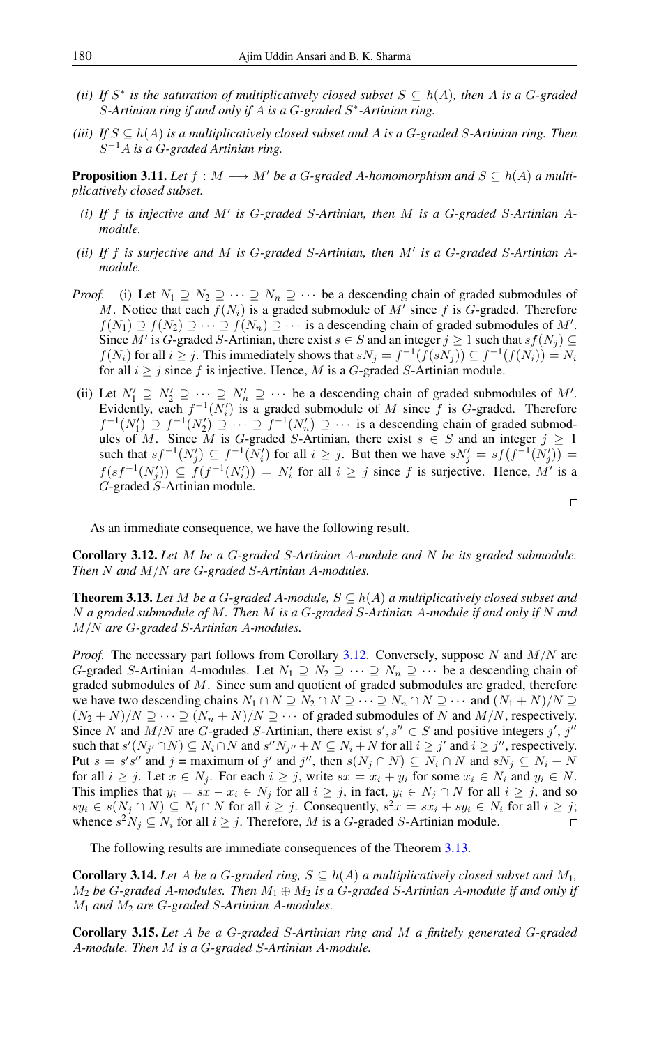*(ii) If $S^*$ is the saturation of multiplicatively closed subset $S \subseteq h(A)$, then $A$ is a $G$-graded $S$-Artinian ring if and only if $A$ is a $G$-graded $S^*$-Artinian ring.*

*(iii) If $S \subseteq h(A)$ is a multiplicatively closed subset and $A$ is a $G$-graded $S$-Artinian ring. Then $S^{-1}A$ is a $G$-graded Artinian ring.*

**Proposition 3.11.** *Let $f : M \longrightarrow M'$ be a $G$-graded $A$-homomorphism and $S \subseteq h(A)$ a multiplicatively closed subset.*

*(i) If $f$ is injective and $M'$ is $G$-graded $S$-Artinian, then $M$ is a $G$-graded $S$-Artinian $A$-module.*

*(ii) If $f$ is surjective and $M$ is $G$-graded $S$-Artinian, then $M'$ is a $G$-graded $S$-Artinian $A$-module.*

*Proof.* (i) Let $N_1 \supseteq N_2 \supseteq \cdots \supseteq N_n \supseteq \cdots$ be a descending chain of graded submodules of $M$. Notice that each $f(N_i)$ is a graded submodule of $M'$ since $f$ is $G$-graded. Therefore $f(N_1) \supseteq f(N_2) \supseteq \cdots \supseteq f(N_n) \supseteq \cdots$ is a descending chain of graded submodules of $M'$. Since $M'$ is $G$-graded $S$-Artinian, there exist $s \in S$ and an integer $j \geq 1$ such that $sf(N_j) \subseteq f(N_i)$ for all $i \geq j$. This immediately shows that $sN_j = f^{-1}(f(sN_j)) \subseteq f^{-1}(f(N_i)) = N_i$ for all $i \geq j$ since $f$ is injective. Hence, $M$ is a $G$-graded $S$-Artinian module.

(ii) Let $N_1' \supseteq N_2' \supseteq \cdots \supseteq N_n' \supseteq \cdots$ be a descending chain of graded submodules of $M'$. Evidently, each $f^{-1}(N_i')$ is a graded submodule of $M$ since $f$ is $G$-graded. Therefore $f^{-1}(N_1') \supseteq f^{-1}(N_2') \supseteq \cdots \supseteq f^{-1}(N_n') \supseteq \cdots$ is a descending chain of graded submodules of $M$. Since $M$ is $G$-graded $S$-Artinian, there exist $s \in S$ and an integer $j \geq 1$ such that $sf^{-1}(N_j') \subseteq f^{-1}(N_i')$ for all $i \geq j$. But then we have $sN_j' = sf(f^{-1}(N_j')) = f(sf^{-1}(N_j')) \subseteq f(f^{-1}(N_i')) = N_i'$ for all $i \geq j$ since $f$ is surjective. Hence, $M'$ is a $G$-graded $S$-Artinian module. □

As an immediate consequence, we have the following result.

**Corollary 3.12.** *Let $M$ be a $G$-graded $S$-Artinian $A$-module and $N$ be its graded submodule. Then $N$ and $M/N$ are $G$-graded $S$-Artinian $A$-modules.*

**Theorem 3.13.** *Let $M$ be a $G$-graded $A$-module, $S \subseteq h(A)$ a multiplicatively closed subset and $N$ a graded submodule of $M$. Then $M$ is a $G$-graded $S$-Artinian $A$-module if and only if $N$ and $M/N$ are $G$-graded $S$-Artinian $A$-modules.*

*Proof.* The necessary part follows from Corollary 3.12. Conversely, suppose $N$ and $M/N$ are $G$-graded $S$-Artinian $A$-modules. Let $N_1 \supseteq N_2 \supseteq \cdots \supseteq N_n \supseteq \cdots$ be a descending chain of graded submodules of $M$. Since sum and quotient of graded submodules are graded, therefore we have two descending chains $N_1 \cap N \supseteq N_2 \cap N \supseteq \cdots \supseteq N_n \cap N \supseteq \cdots$ and $(N_1 + N)/N \supseteq (N_2 + N)/N \supseteq \cdots \supseteq (N_n + N)/N \supseteq \cdots$ of graded submodules of $N$ and $M/N$, respectively. Since $N$ and $M/N$ are $G$-graded $S$-Artinian, there exist $s', s'' \in S$ and positive integers $j'$, $j''$ such that $s'(N_{j'} \cap N) \subseteq N_i \cap N$ and $s''N_{j''} + N \subseteq N_i + N$ for all $i \geq j'$ and $i \geq j''$, respectively. Put $s = s's''$ and $j$ = maximum of $j'$ and $j''$, then $s(N_j \cap N) \subseteq N_i \cap N$ and $sN_j \subseteq N_i + N$ for all $i \geq j$. Let $x \in N_j$. For each $i \geq j$, write $sx = x_i + y_i$ for some $x_i \in N_i$ and $y_i \in N$. This implies that $y_i = sx - x_i \in N_j$ for all $i \geq j$, in fact, $y_i \in N_j \cap N$ for all $i \geq j$, and so $sy_i \in s(N_j \cap N) \subseteq N_i \cap N$ for all $i \geq j$. Consequently, $s^2x = sx_i + sy_i \in N_i$ for all $i \geq j$; whence $s^2N_j \subseteq N_i$ for all $i \geq j$. Therefore, $M$ is a $G$-graded $S$-Artinian module. □

The following results are immediate consequences of the Theorem 3.13.

**Corollary 3.14.** *Let $A$ be a $G$-graded ring, $S \subseteq h(A)$ a multiplicatively closed subset and $M_1$, $M_2$ be $G$-graded $A$-modules. Then $M_1 \oplus M_2$ is a $G$-graded $S$-Artinian $A$-module if and only if $M_1$ and $M_2$ are $G$-graded $S$-Artinian $A$-modules.*

**Corollary 3.15.** *Let $A$ be a $G$-graded $S$-Artinian ring and $M$ a finitely generated $G$-graded $A$-module. Then $M$ is a $G$-graded $S$-Artinian $A$-module.*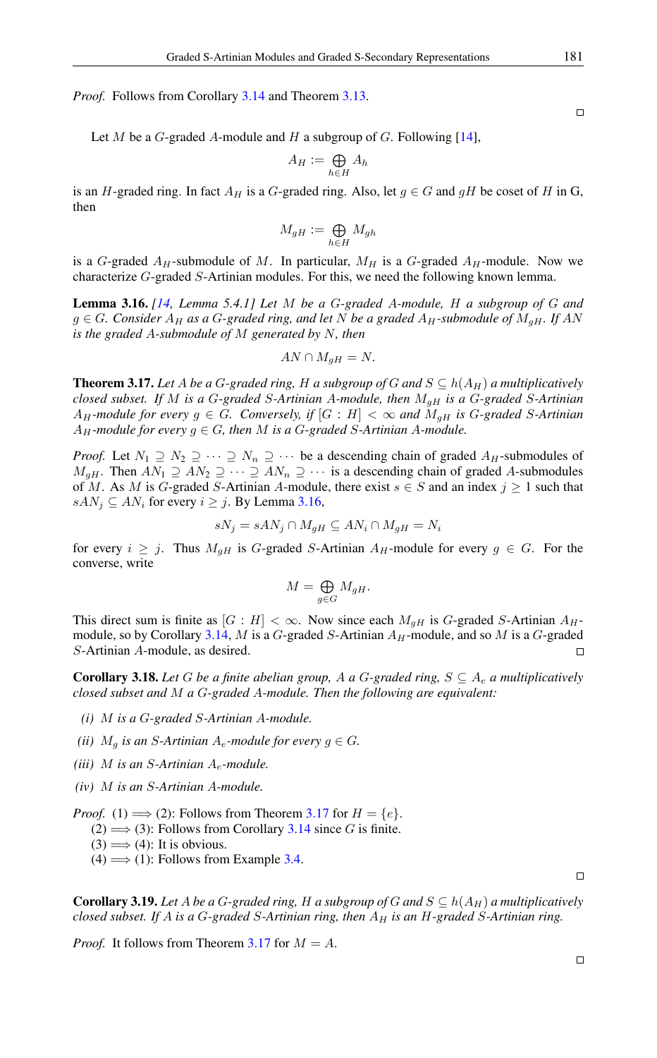*Proof.* Follows from Corollary 3.14 and Theorem 3.13. □

Let $M$ be a $G$-graded $A$-module and $H$ a subgroup of $G$. Following [14],

$$A_H := \bigoplus_{h \in H} A_h$$

is an $H$-graded ring. In fact $A_H$ is a $G$-graded ring. Also, let $g \in G$ and $gH$ be coset of $H$ in G, then

$$M_{gH} := \bigoplus_{h \in H} M_{gh}$$

is a $G$-graded $A_H$-submodule of $M$. In particular, $M_H$ is a $G$-graded $A_H$-module. Now we characterize $G$-graded $S$-Artinian modules. For this, we need the following known lemma.

**Lemma 3.16.** *[14, Lemma 5.4.1] Let $M$ be a $G$-graded $A$-module, $H$ a subgroup of $G$ and $g \in G$. Consider $A_H$ as a $G$-graded ring, and let $N$ be a graded $A_H$-submodule of $M_{gH}$. If $AN$ is the graded $A$-submodule of $M$ generated by $N$, then*

$$AN \cap M_{gH} = N.$$

**Theorem 3.17.** *Let $A$ be a $G$-graded ring, $H$ a subgroup of $G$ and $S \subseteq h(A_H)$ a multiplicatively closed subset. If $M$ is a $G$-graded $S$-Artinian $A$-module, then $M_{gH}$ is a $G$-graded $S$-Artinian $A_H$-module for every $g \in G$. Conversely, if $[G : H] < \infty$ and $M_{gH}$ is $G$-graded $S$-Artinian $A_H$-module for every $g \in G$, then $M$ is a $G$-graded $S$-Artinian $A$-module.*

*Proof.* Let $N_1 \supseteq N_2 \supseteq \cdots \supseteq N_n \supseteq \cdots$ be a descending chain of graded $A_H$-submodules of $M_{gH}$. Then $AN_1 \supseteq AN_2 \supseteq \cdots \supseteq AN_n \supseteq \cdots$ is a descending chain of graded $A$-submodules of $M$. As $M$ is $G$-graded $S$-Artinian $A$-module, there exist $s \in S$ and an index $j \geq 1$ such that $sAN_j \subseteq AN_i$ for every $i \geq j$. By Lemma 3.16,

$$sN_j = sAN_j \cap M_{gH} \subseteq AN_i \cap M_{gH} = N_i$$

for every $i \geq j$. Thus $M_{gH}$ is $G$-graded $S$-Artinian $A_H$-module for every $g \in G$. For the converse, write

$$M = \bigoplus_{g \in G} M_{gH}.$$

This direct sum is finite as $[G : H] < \infty$. Now since each $M_{gH}$ is $G$-graded $S$-Artinian $A_H$-module, so by Corollary 3.14, $M$ is a $G$-graded $S$-Artinian $A_H$-module, and so $M$ is a $G$-graded $S$-Artinian $A$-module, as desired. □

**Corollary 3.18.** *Let $G$ be a finite abelian group, $A$ a $G$-graded ring, $S \subseteq A_e$ a multiplicatively closed subset and $M$ a $G$-graded $A$-module. Then the following are equivalent:*

*(i) $M$ is a $G$-graded $S$-Artinian $A$-module.*

*(ii) $M_g$ is an $S$-Artinian $A_e$-module for every $g \in G$.*

*(iii) $M$ is an $S$-Artinian $A_e$-module.*

*(iv) $M$ is an $S$-Artinian $A$-module.*

*Proof.* (1) $\Longrightarrow$ (2): Follows from Theorem 3.17 for $H = \{e\}$.
(2) $\Longrightarrow$ (3): Follows from Corollary 3.14 since $G$ is finite.
(3) $\Longrightarrow$ (4): It is obvious.
(4) $\Longrightarrow$ (1): Follows from Example 3.4. □

**Corollary 3.19.** *Let $A$ be a $G$-graded ring, $H$ a subgroup of $G$ and $S \subseteq h(A_H)$ a multiplicatively closed subset. If $A$ is a $G$-graded $S$-Artinian ring, then $A_H$ is an $H$-graded $S$-Artinian ring.*

*Proof.* It follows from Theorem 3.17 for $M = A$. □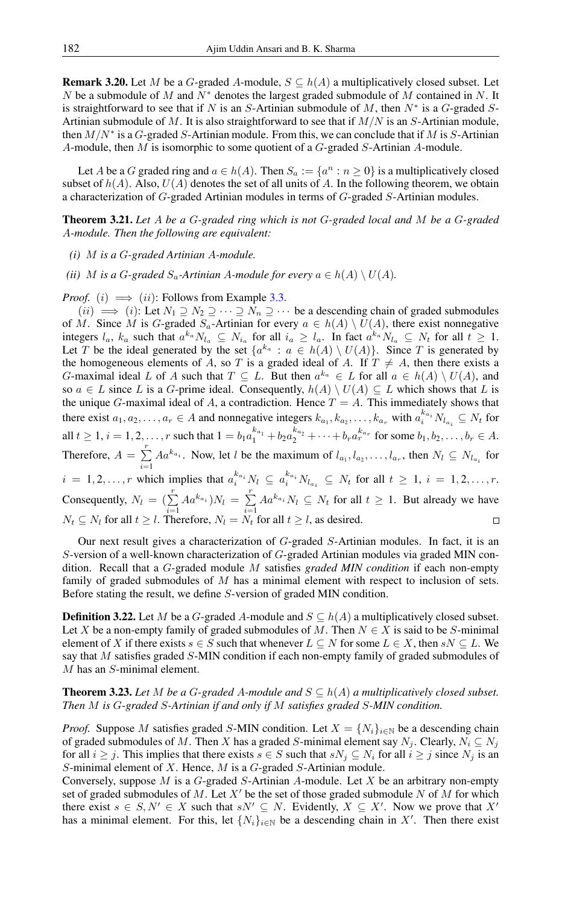**Remark 3.20.** Let $M$ be a $G$-graded $A$-module, $S \subseteq h(A)$ a multiplicatively closed subset. Let $N$ be a submodule of $M$ and $N^*$ denotes the largest graded submodule of $M$ contained in $N$. It is straightforward to see that if $N$ is an $S$-Artinian submodule of $M$, then $N^*$ is a $G$-graded $S$-Artinian submodule of $M$. It is also straightforward to see that if $M/N$ is an $S$-Artinian module, then $M/N^*$ is a $G$-graded $S$-Artinian module. From this, we can conclude that if $M$ is $S$-Artinian $A$-module, then $M$ is isomorphic to some quotient of a $G$-graded $S$-Artinian $A$-module.

Let $A$ be a $G$ graded ring and $a \in h(A)$. Then $S_a := \{a^n : n \geq 0\}$ is a multiplicatively closed subset of $h(A)$. Also, $U(A)$ denotes the set of all units of $A$. In the following theorem, we obtain a characterization of $G$-graded Artinian modules in terms of $G$-graded $S$-Artinian modules.

**Theorem 3.21.** *Let $A$ be a $G$-graded ring which is not $G$-graded local and $M$ be a $G$-graded $A$-module. Then the following are equivalent:*

- *(i) $M$ is a $G$-graded Artinian $A$-module.*
- *(ii) $M$ is a $G$-graded $S_a$-Artinian $A$-module for every $a \in h(A) \setminus U(A)$.*

*Proof.* $(i) \implies (ii)$: Follows from Example 3.3.

$(ii) \implies (i)$: Let $N_1 \supseteq N_2 \supseteq \cdots \supseteq N_n \supseteq \cdots$ be a descending chain of graded submodules of $M$. Since $M$ is $G$-graded $S_a$-Artinian for every $a \in h(A) \setminus U(A)$, there exist nonnegative integers $l_a$, $k_a$ such that $a^{k_a} N_{l_a} \subseteq N_{i_a}$ for all $i_a \geq l_a$. In fact $a^{k_a} N_{l_a} \subseteq N_t$ for all $t \geq 1$. Let $T$ be the ideal generated by the set $\{a^{k_a} : a \in h(A) \setminus U(A)\}$. Since $T$ is generated by the homogeneous elements of $A$, so $T$ is a graded ideal of $A$. If $T \neq A$, then there exists a $G$-maximal ideal $L$ of $A$ such that $T \subseteq L$. But then $a^{k_a} \in L$ for all $a \in h(A) \setminus U(A)$, and so $a \in L$ since $L$ is a $G$-prime ideal. Consequently, $h(A) \setminus U(A) \subseteq L$ which shows that $L$ is the unique $G$-maximal ideal of $A$, a contradiction. Hence $T = A$. This immediately shows that there exist $a_1, a_2, \ldots, a_r \in A$ and nonnegative integers $k_{a_1}, k_{a_2}, \ldots, k_{a_r}$ with $a_i^{k_{a_i}} N_{l_{a_i}} \subseteq N_t$ for all $t \geq 1$, $i = 1, 2, \ldots, r$ such that $1 = b_1 a_1^{k_{a_1}} + b_2 a_2^{k_{a_2}} + \cdots + b_r a_r^{k_{a_r}}$ for some $b_1, b_2, \ldots, b_r \in A$. Therefore, $A = \sum\limits_{i=1}^{r} A a^{k_{a_i}}$. Now, let $l$ be the maximum of $l_{a_1}, l_{a_2}, \ldots, l_{a_r}$, then $N_l \subseteq N_{l_{a_i}}$ for $i = 1, 2, \ldots, r$ which implies that $a_i^{k_{a_i}} N_l \subseteq a_i^{k_{a_i}} N_{l_{a_i}} \subseteq N_t$ for all $t \geq 1$, $i = 1, 2, \ldots, r$. Consequently, $N_l = (\sum\limits_{i=1}^{r} A a^{k_{a_i}}) N_l = \sum\limits_{i=1}^{r} A a^{k_{a_i}} N_l \subseteq N_t$ for all $t \geq 1$. But already we have $N_t \subseteq N_l$ for all $t \geq l$. Therefore, $N_l = N_t$ for all $t \geq l$, as desired. $\square$

Our next result gives a characterization of $G$-graded $S$-Artinian modules. In fact, it is an $S$-version of a well-known characterization of $G$-graded Artinian modules via graded MIN condition. Recall that a $G$-graded module $M$ satisfies *graded MIN condition* if each non-empty family of graded submodules of $M$ has a minimal element with respect to inclusion of sets. Before stating the result, we define $S$-version of graded MIN condition.

**Definition 3.22.** Let $M$ be a $G$-graded $A$-module and $S \subseteq h(A)$ a multiplicatively closed subset. Let $X$ be a non-empty family of graded submodules of $M$. Then $N \in X$ is said to be $S$-minimal element of $X$ if there exists $s \in S$ such that whenever $L \subseteq N$ for some $L \in X$, then $sN \subseteq L$. We say that $M$ satisfies graded $S$-MIN condition if each non-empty family of graded submodules of $M$ has an $S$-minimal element.

**Theorem 3.23.** *Let $M$ be a $G$-graded $A$-module and $S \subseteq h(A)$ a multiplicatively closed subset. Then $M$ is $G$-graded $S$-Artinian if and only if $M$ satisfies graded $S$-MIN condition.*

*Proof.* Suppose $M$ satisfies graded $S$-MIN condition. Let $X = \{N_i\}_{i \in \mathbb{N}}$ be a descending chain of graded submodules of $M$. Then $X$ has a graded $S$-minimal element say $N_j$. Clearly, $N_i \subseteq N_j$ for all $i \geq j$. This implies that there exists $s \in S$ such that $sN_j \subseteq N_i$ for all $i \geq j$ since $N_j$ is an $S$-minimal element of $X$. Hence, $M$ is a $G$-graded $S$-Artinian module.
Conversely, suppose $M$ is a $G$-graded $S$-Artinian $A$-module. Let $X$ be an arbitrary non-empty set of graded submodules of $M$. Let $X'$ be the set of those graded submodule $N$ of $M$ for which there exist $s \in S, N' \in X$ such that $sN' \subseteq N$. Evidently, $X \subseteq X'$. Now we prove that $X'$ has a minimal element. For this, let $\{N_i\}_{i \in \mathbb{N}}$ be a descending chain in $X'$. Then there exist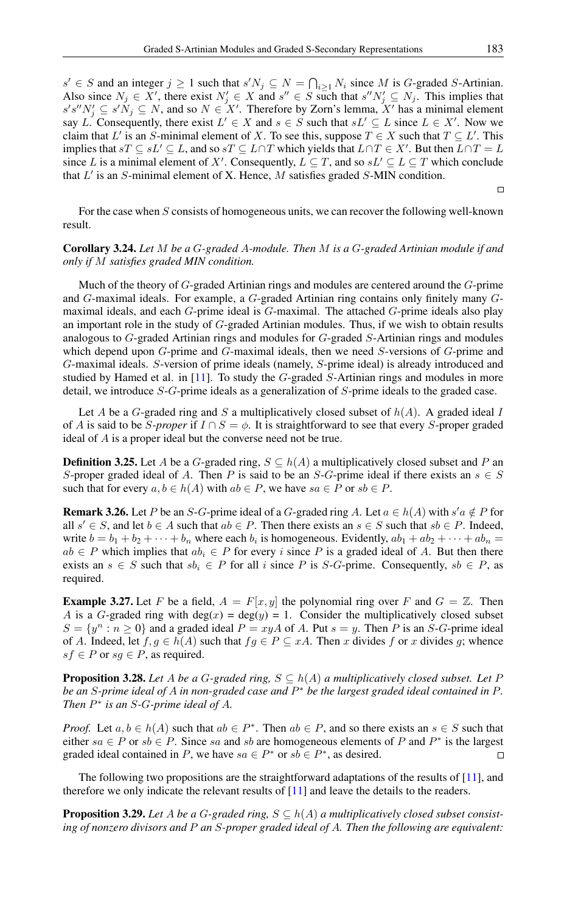$s' \in S$ and an integer $j \geq 1$ such that $s'N_j \subseteq N = \bigcap_{i\geq 1} N_i$ since $M$ is $G$-graded $S$-Artinian. Also since $N_j \in X'$, there exist $N'_j \in X$ and $s'' \in S$ such that $s''N'_j \subseteq N_j$. This implies that $s's''N'_j \subseteq s'N_j \subseteq N$, and so $N \in X'$. Therefore by Zorn's lemma, $X'$ has a minimal element say $L$. Consequently, there exist $L' \in X$ and $s \in S$ such that $sL' \subseteq L$ since $L \in X'$. Now we claim that $L'$ is an $S$-minimal element of $X$. To see this, suppose $T \in X$ such that $T \subseteq L'$. This implies that $sT \subseteq sL' \subseteq L$, and so $sT \subseteq L \cap T$ which yields that $L \cap T \in X'$. But then $L \cap T = L$ since $L$ is a minimal element of $X'$. Consequently, $L \subseteq T$, and so $sL' \subseteq L \subseteq T$ which conclude that $L'$ is an $S$-minimal element of X. Hence, $M$ satisfies graded $S$-MIN condition.

□

For the case when $S$ consists of homogeneous units, we can recover the following well-known result.

**Corollary 3.24.** *Let $M$ be a $G$-graded $A$-module. Then $M$ is a $G$-graded Artinian module if and only if $M$ satisfies graded MIN condition.*

Much of the theory of $G$-graded Artinian rings and modules are centered around the $G$-prime and $G$-maximal ideals. For example, a $G$-graded Artinian ring contains only finitely many $G$-maximal ideals, and each $G$-prime ideal is $G$-maximal. The attached $G$-prime ideals also play an important role in the study of $G$-graded Artinian modules. Thus, if we wish to obtain results analogous to $G$-graded Artinian rings and modules for $G$-graded $S$-Artinian rings and modules which depend upon $G$-prime and $G$-maximal ideals, then we need $S$-versions of $G$-prime and $G$-maximal ideals. $S$-version of prime ideals (namely, $S$-prime ideal) is already introduced and studied by Hamed et al. in [11]. To study the $G$-graded $S$-Artinian rings and modules in more detail, we introduce $S$-$G$-prime ideals as a generalization of $S$-prime ideals to the graded case.

Let $A$ be a $G$-graded ring and $S$ a multiplicatively closed subset of $h(A)$. A graded ideal $I$ of $A$ is said to be *$S$-proper* if $I \cap S = \phi$. It is straightforward to see that every $S$-proper graded ideal of $A$ is a proper ideal but the converse need not be true.

**Definition 3.25.** Let $A$ be a $G$-graded ring, $S \subseteq h(A)$ a multiplicatively closed subset and $P$ an $S$-proper graded ideal of $A$. Then $P$ is said to be an $S$-$G$-prime ideal if there exists an $s \in S$ such that for every $a, b \in h(A)$ with $ab \in P$, we have $sa \in P$ or $sb \in P$.

**Remark 3.26.** Let $P$ be an $S$-$G$-prime ideal of a $G$-graded ring $A$. Let $a \in h(A)$ with $s'a \notin P$ for all $s' \in S$, and let $b \in A$ such that $ab \in P$. Then there exists an $s \in S$ such that $sb \in P$. Indeed, write $b = b_1 + b_2 + \cdots + b_n$ where each $b_i$ is homogeneous. Evidently, $ab_1 + ab_2 + \cdots + ab_n = ab \in P$ which implies that $ab_i \in P$ for every $i$ since $P$ is a graded ideal of $A$. But then there exists an $s \in S$ such that $sb_i \in P$ for all $i$ since $P$ is $S$-$G$-prime. Consequently, $sb \in P$, as required.

**Example 3.27.** Let $F$ be a field, $A = F[x, y]$ the polynomial ring over $F$ and $G = \mathbb{Z}$. Then $A$ is a $G$-graded ring with $\deg(x) = \deg(y) = 1$. Consider the multiplicatively closed subset $S = \{y^n : n \geq 0\}$ and a graded ideal $P = xyA$ of $A$. Put $s = y$. Then $P$ is an $S$-$G$-prime ideal of $A$. Indeed, let $f, g \in h(A)$ such that $fg \in P \subseteq xA$. Then $x$ divides $f$ or $x$ divides $g$; whence $sf \in P$ or $sg \in P$, as required.

**Proposition 3.28.** *Let $A$ be a $G$-graded ring, $S \subseteq h(A)$ a multiplicatively closed subset. Let $P$ be an $S$-prime ideal of $A$ in non-graded case and $P^*$ be the largest graded ideal contained in $P$. Then $P^*$ is an $S$-$G$-prime ideal of $A$.*

*Proof.* Let $a, b \in h(A)$ such that $ab \in P^*$. Then $ab \in P$, and so there exists an $s \in S$ such that either $sa \in P$ or $sb \in P$. Since $sa$ and $sb$ are homogeneous elements of $P$ and $P^*$ is the largest graded ideal contained in $P$, we have $sa \in P^*$ or $sb \in P^*$, as desired. □

The following two propositions are the straightforward adaptations of the results of [11], and therefore we only indicate the relevant results of [11] and leave the details to the readers.

**Proposition 3.29.** *Let $A$ be a $G$-graded ring, $S \subseteq h(A)$ a multiplicatively closed subset consisting of nonzero divisors and $P$ an $S$-proper graded ideal of $A$. Then the following are equivalent:*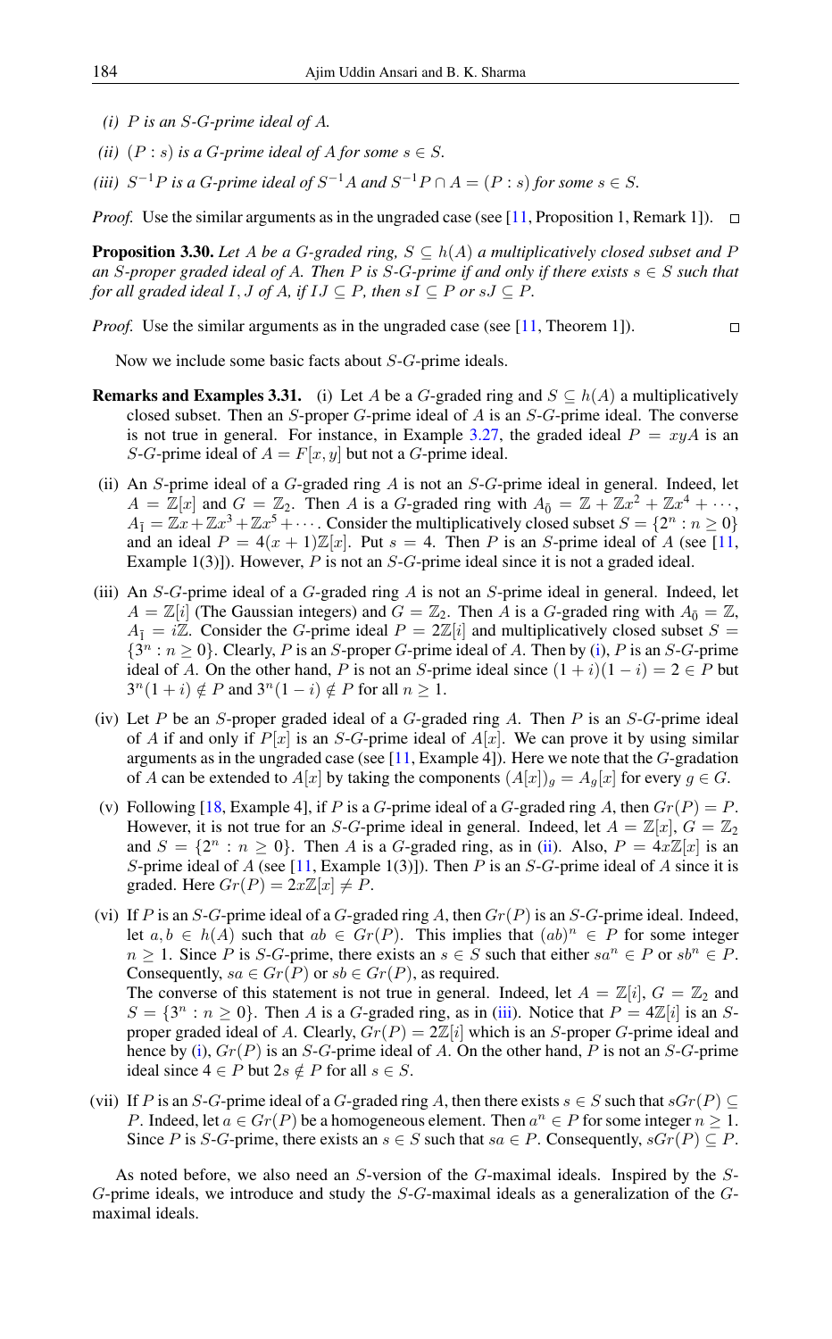*(i) $P$ is an $S$-$G$-prime ideal of $A$.*

*(ii) $(P : s)$ is a $G$-prime ideal of $A$ for some $s \in S$.*

*(iii) $S^{-1}P$ is a $G$-prime ideal of $S^{-1}A$ and $S^{-1}P \cap A = (P : s)$ for some $s \in S$.*

*Proof.* Use the similar arguments as in the ungraded case (see [11, Proposition 1, Remark 1]). □

**Proposition 3.30.** *Let $A$ be a $G$-graded ring, $S \subseteq h(A)$ a multiplicatively closed subset and $P$ an $S$-proper graded ideal of $A$. Then $P$ is $S$-$G$-prime if and only if there exists $s \in S$ such that for all graded ideal $I, J$ of $A$, if $IJ \subseteq P$, then $sI \subseteq P$ or $sJ \subseteq P$.*

*Proof.* Use the similar arguments as in the ungraded case (see [11, Theorem 1]). □

Now we include some basic facts about $S$-$G$-prime ideals.

**Remarks and Examples 3.31.** (i) Let $A$ be a $G$-graded ring and $S \subseteq h(A)$ a multiplicatively closed subset. Then an $S$-proper $G$-prime ideal of $A$ is an $S$-$G$-prime ideal. The converse is not true in general. For instance, in Example 3.27, the graded ideal $P = xyA$ is an $S$-$G$-prime ideal of $A = F[x, y]$ but not a $G$-prime ideal.

(ii) An $S$-prime ideal of a $G$-graded ring $A$ is not an $S$-$G$-prime ideal in general. Indeed, let $A = \mathbb{Z}[x]$ and $G = \mathbb{Z}_2$. Then $A$ is a $G$-graded ring with $A_{\bar{0}} = \mathbb{Z} + \mathbb{Z}x^2 + \mathbb{Z}x^4 + \cdots$, $A_{\bar{1}} = \mathbb{Z}x + \mathbb{Z}x^3 + \mathbb{Z}x^5 + \cdots$. Consider the multiplicatively closed subset $S = \{2^n : n \geq 0\}$ and an ideal $P = 4(x + 1)\mathbb{Z}[x]$. Put $s = 4$. Then $P$ is an $S$-prime ideal of $A$ (see [11, Example 1(3)]). However, $P$ is not an $S$-$G$-prime ideal since it is not a graded ideal.

(iii) An $S$-$G$-prime ideal of a $G$-graded ring $A$ is not an $S$-prime ideal in general. Indeed, let $A = \mathbb{Z}[i]$ (The Gaussian integers) and $G = \mathbb{Z}_2$. Then $A$ is a $G$-graded ring with $A_{\bar{0}} = \mathbb{Z}$, $A_{\bar{1}} = i\mathbb{Z}$. Consider the $G$-prime ideal $P = 2\mathbb{Z}[i]$ and multiplicatively closed subset $S = \{3^n : n \geq 0\}$. Clearly, $P$ is an $S$-proper $G$-prime ideal of $A$. Then by (i), $P$ is an $S$-$G$-prime ideal of $A$. On the other hand, $P$ is not an $S$-prime ideal since $(1 + i)(1 - i) = 2 \in P$ but $3^n(1 + i) \notin P$ and $3^n(1 - i) \notin P$ for all $n \geq 1$.

(iv) Let $P$ be an $S$-proper graded ideal of a $G$-graded ring $A$. Then $P$ is an $S$-$G$-prime ideal of $A$ if and only if $P[x]$ is an $S$-$G$-prime ideal of $A[x]$. We can prove it by using similar arguments as in the ungraded case (see [11, Example 4]). Here we note that the $G$-gradation of $A$ can be extended to $A[x]$ by taking the components $(A[x])_g = A_g[x]$ for every $g \in G$.

(v) Following [18, Example 4], if $P$ is a $G$-prime ideal of a $G$-graded ring $A$, then $Gr(P) = P$. However, it is not true for an $S$-$G$-prime ideal in general. Indeed, let $A = \mathbb{Z}[x]$, $G = \mathbb{Z}_2$ and $S = \{2^n : n \geq 0\}$. Then $A$ is a $G$-graded ring, as in (ii). Also, $P = 4x\mathbb{Z}[x]$ is an $S$-prime ideal of $A$ (see [11, Example 1(3)]). Then $P$ is an $S$-$G$-prime ideal of $A$ since it is graded. Here $Gr(P) = 2x\mathbb{Z}[x] \neq P$.

(vi) If $P$ is an $S$-$G$-prime ideal of a $G$-graded ring $A$, then $Gr(P)$ is an $S$-$G$-prime ideal. Indeed, let $a, b \in h(A)$ such that $ab \in Gr(P)$. This implies that $(ab)^n \in P$ for some integer $n \geq 1$. Since $P$ is $S$-$G$-prime, there exists an $s \in S$ such that either $sa^n \in P$ or $sb^n \in P$. Consequently, $sa \in Gr(P)$ or $sb \in Gr(P)$, as required.
The converse of this statement is not true in general. Indeed, let $A = \mathbb{Z}[i]$, $G = \mathbb{Z}_2$ and $S = \{3^n : n \geq 0\}$. Then $A$ is a $G$-graded ring, as in (iii). Notice that $P = 4\mathbb{Z}[i]$ is an $S$-proper graded ideal of $A$. Clearly, $Gr(P) = 2\mathbb{Z}[i]$ which is an $S$-proper $G$-prime ideal and hence by (i), $Gr(P)$ is an $S$-$G$-prime ideal of $A$. On the other hand, $P$ is not an $S$-$G$-prime ideal since $4 \in P$ but $2s \notin P$ for all $s \in S$.

(vii) If $P$ is an $S$-$G$-prime ideal of a $G$-graded ring $A$, then there exists $s \in S$ such that $sGr(P) \subseteq P$. Indeed, let $a \in Gr(P)$ be a homogeneous element. Then $a^n \in P$ for some integer $n \geq 1$. Since $P$ is $S$-$G$-prime, there exists an $s \in S$ such that $sa \in P$. Consequently, $sGr(P) \subseteq P$.

As noted before, we also need an $S$-version of the $G$-maximal ideals. Inspired by the $S$-$G$-prime ideals, we introduce and study the $S$-$G$-maximal ideals as a generalization of the $G$-maximal ideals.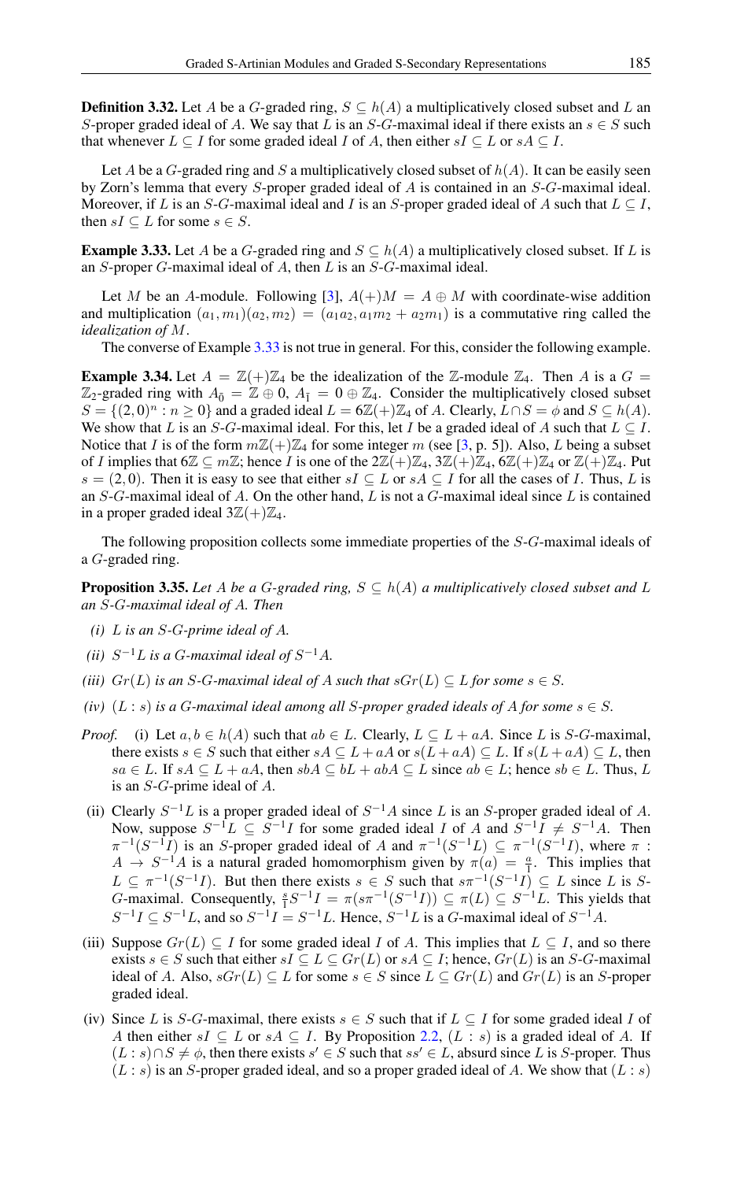**Definition 3.32.** Let $A$ be a $G$-graded ring, $S \subseteq h(A)$ a multiplicatively closed subset and $L$ an $S$-proper graded ideal of $A$. We say that $L$ is an $S$-$G$-maximal ideal if there exists an $s \in S$ such that whenever $L \subseteq I$ for some graded ideal $I$ of $A$, then either $sI \subseteq L$ or $sA \subseteq I$.

Let $A$ be a $G$-graded ring and $S$ a multiplicatively closed subset of $h(A)$. It can be easily seen by Zorn's lemma that every $S$-proper graded ideal of $A$ is contained in an $S$-$G$-maximal ideal. Moreover, if $L$ is an $S$-$G$-maximal ideal and $I$ is an $S$-proper graded ideal of $A$ such that $L \subseteq I$, then $sI \subseteq L$ for some $s \in S$.

**Example 3.33.** Let $A$ be a $G$-graded ring and $S \subseteq h(A)$ a multiplicatively closed subset. If $L$ is an $S$-proper $G$-maximal ideal of $A$, then $L$ is an $S$-$G$-maximal ideal.

Let $M$ be an $A$-module. Following [3], $A(+)M = A \oplus M$ with coordinate-wise addition and multiplication $(a_1, m_1)(a_2, m_2) = (a_1a_2, a_1m_2 + a_2m_1)$ is a commutative ring called the *idealization of* $M$.

The converse of Example 3.33 is not true in general. For this, consider the following example.

**Example 3.34.** Let $A = \mathbb{Z}(+)\mathbb{Z}_4$ be the idealization of the $\mathbb{Z}$-module $\mathbb{Z}_4$. Then $A$ is a $G = \mathbb{Z}_2$-graded ring with $A_{\bar{0}} = \mathbb{Z} \oplus 0$, $A_{\bar{1}} = 0 \oplus \mathbb{Z}_4$. Consider the multiplicatively closed subset $S = \{(2, 0)^n : n \geq 0\}$ and a graded ideal $L = 6\mathbb{Z}(+)\mathbb{Z}_4$ of $A$. Clearly, $L \cap S = \phi$ and $S \subseteq h(A)$. We show that $L$ is an $S$-$G$-maximal ideal. For this, let $I$ be a graded ideal of $A$ such that $L \subseteq I$. Notice that $I$ is of the form $m\mathbb{Z}(+)\mathbb{Z}_4$ for some integer $m$ (see [3, p. 5]). Also, $L$ being a subset of $I$ implies that $6\mathbb{Z} \subseteq m\mathbb{Z}$; hence $I$ is one of the $2\mathbb{Z}(+)\mathbb{Z}_4$, $3\mathbb{Z}(+)\mathbb{Z}_4$, $6\mathbb{Z}(+)\mathbb{Z}_4$ or $\mathbb{Z}(+)\mathbb{Z}_4$. Put $s = (2, 0)$. Then it is easy to see that either $sI \subseteq L$ or $sA \subseteq I$ for all the cases of $I$. Thus, $L$ is an $S$-$G$-maximal ideal of $A$. On the other hand, $L$ is not a $G$-maximal ideal since $L$ is contained in a proper graded ideal $3\mathbb{Z}(+)\mathbb{Z}_4$.

The following proposition collects some immediate properties of the $S$-$G$-maximal ideals of a $G$-graded ring.

**Proposition 3.35.** *Let $A$ be a $G$-graded ring, $S \subseteq h(A)$ a multiplicatively closed subset and $L$ an $S$-$G$-maximal ideal of $A$. Then*

*(i) $L$ is an $S$-$G$-prime ideal of $A$.*

*(ii) $S^{-1}L$ is a $G$-maximal ideal of $S^{-1}A$.*

*(iii) $Gr(L)$ is an $S$-$G$-maximal ideal of $A$ such that $sGr(L) \subseteq L$ for some $s \in S$.*

*(iv) $(L : s)$ is a $G$-maximal ideal among all $S$-proper graded ideals of $A$ for some $s \in S$.*

*Proof.* (i) Let $a, b \in h(A)$ such that $ab \in L$. Clearly, $L \subseteq L + aA$. Since $L$ is $S$-$G$-maximal, there exists $s \in S$ such that either $sA \subseteq L + aA$ or $s(L + aA) \subseteq L$. If $s(L + aA) \subseteq L$, then $sa \in L$. If $sA \subseteq L + aA$, then $sbA \subseteq bL + abA \subseteq L$ since $ab \in L$; hence $sb \in L$. Thus, $L$ is an $S$-$G$-prime ideal of $A$.

(ii) Clearly $S^{-1}L$ is a proper graded ideal of $S^{-1}A$ since $L$ is an $S$-proper graded ideal of $A$. Now, suppose $S^{-1}L \subseteq S^{-1}I$ for some graded ideal $I$ of $A$ and $S^{-1}I \neq S^{-1}A$. Then $\pi^{-1}(S^{-1}I)$ is an $S$-proper graded ideal of $A$ and $\pi^{-1}(S^{-1}L) \subseteq \pi^{-1}(S^{-1}I)$, where $\pi : A \to S^{-1}A$ is a natural graded homomorphism given by $\pi(a) = \frac{a}{1}$. This implies that $L \subseteq \pi^{-1}(S^{-1}I)$. But then there exists $s \in S$ such that $s\pi^{-1}(S^{-1}I) \subseteq L$ since $L$ is $S$-$G$-maximal. Consequently, $\frac{s}{1}S^{-1}I = \pi(s\pi^{-1}(S^{-1}I)) \subseteq \pi(L) \subseteq S^{-1}L$. This yields that $S^{-1}I \subseteq S^{-1}L$, and so $S^{-1}I = S^{-1}L$. Hence, $S^{-1}L$ is a $G$-maximal ideal of $S^{-1}A$.

(iii) Suppose $Gr(L) \subseteq I$ for some graded ideal $I$ of $A$. This implies that $L \subseteq I$, and so there exists $s \in S$ such that either $sI \subseteq L \subseteq Gr(L)$ or $sA \subseteq I$; hence, $Gr(L)$ is an $S$-$G$-maximal ideal of $A$. Also, $sGr(L) \subseteq L$ for some $s \in S$ since $L \subseteq Gr(L)$ and $Gr(L)$ is an $S$-proper graded ideal.

(iv) Since $L$ is $S$-$G$-maximal, there exists $s \in S$ such that if $L \subseteq I$ for some graded ideal $I$ of $A$ then either $sI \subseteq L$ or $sA \subseteq I$. By Proposition 2.2, $(L : s)$ is a graded ideal of $A$. If $(L : s) \cap S \neq \phi$, then there exists $s' \in S$ such that $ss' \in L$, absurd since $L$ is $S$-proper. Thus $(L : s)$ is an $S$-proper graded ideal, and so a proper graded ideal of $A$. We show that $(L : s)$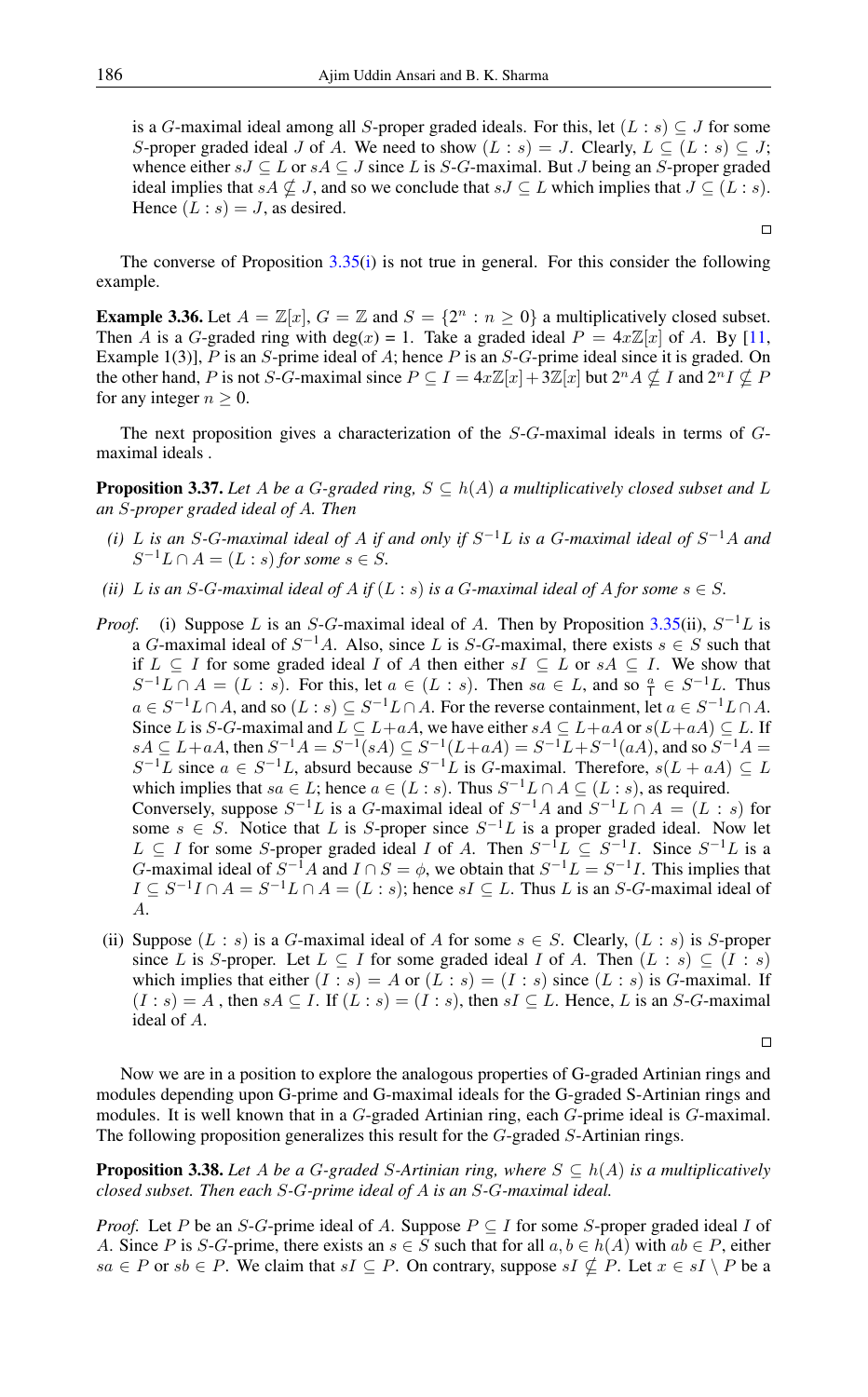is a $G$-maximal ideal among all $S$-proper graded ideals. For this, let $(L:s) \subseteq J$ for some $S$-proper graded ideal $J$ of $A$. We need to show $(L:s) = J$. Clearly, $L \subseteq (L:s) \subseteq J$; whence either $sJ \subseteq L$ or $sA \subseteq J$ since $L$ is $S$-$G$-maximal. But $J$ being an $S$-proper graded ideal implies that $sA \nsubseteq J$, and so we conclude that $sJ \subseteq L$ which implies that $J \subseteq (L:s)$. Hence $(L:s) = J$, as desired.

□

The converse of Proposition 3.35(i) is not true in general. For this consider the following example.

**Example 3.36.** Let $A = \mathbb{Z}[x]$, $G = \mathbb{Z}$ and $S = \{2^n : n \geq 0\}$ a multiplicatively closed subset. Then $A$ is a $G$-graded ring with deg($x$) = 1. Take a graded ideal $P = 4x\mathbb{Z}[x]$ of $A$. By [11, Example 1(3)], $P$ is an $S$-prime ideal of $A$; hence $P$ is an $S$-$G$-prime ideal since it is graded. On the other hand, $P$ is not $S$-$G$-maximal since $P \subseteq I = 4x\mathbb{Z}[x] + 3\mathbb{Z}[x]$ but $2^n A \nsubseteq I$ and $2^n I \nsubseteq P$ for any integer $n \geq 0$.

The next proposition gives a characterization of the $S$-$G$-maximal ideals in terms of $G$-maximal ideals .

**Proposition 3.37.** *Let $A$ be a $G$-graded ring, $S \subseteq h(A)$ a multiplicatively closed subset and $L$ an $S$-proper graded ideal of $A$. Then*

*(i) $L$ is an $S$-$G$-maximal ideal of $A$ if and only if $S^{-1}L$ is a $G$-maximal ideal of $S^{-1}A$ and $S^{-1}L \cap A = (L:s)$ for some $s \in S$.*

*(ii) $L$ is an $S$-$G$-maximal ideal of $A$ if $(L:s)$ is a $G$-maximal ideal of $A$ for some $s \in S$.*

*Proof.* (i) Suppose $L$ is an $S$-$G$-maximal ideal of $A$. Then by Proposition 3.35(ii), $S^{-1}L$ is a $G$-maximal ideal of $S^{-1}A$. Also, since $L$ is $S$-$G$-maximal, there exists $s \in S$ such that if $L \subseteq I$ for some graded ideal $I$ of $A$ then either $sI \subseteq L$ or $sA \subseteq I$. We show that $S^{-1}L \cap A = (L:s)$. For this, let $a \in (L:s)$. Then $sa \in L$, and so $\frac{a}{1} \in S^{-1}L$. Thus $a \in S^{-1}L \cap A$, and so $(L:s) \subseteq S^{-1}L \cap A$. For the reverse containment, let $a \in S^{-1}L \cap A$. Since $L$ is $S$-$G$-maximal and $L \subseteq L + aA$, we have either $sA \subseteq L + aA$ or $s(L+aA) \subseteq L$. If $sA \subseteq L + aA$, then $S^{-1}A = S^{-1}(sA) \subseteq S^{-1}(L+aA) = S^{-1}L + S^{-1}(aA)$, and so $S^{-1}A = S^{-1}L$ since $a \in S^{-1}L$, absurd because $S^{-1}L$ is $G$-maximal. Therefore, $s(L+aA) \subseteq L$ which implies that $sa \in L$; hence $a \in (L:s)$. Thus $S^{-1}L \cap A \subseteq (L:s)$, as required.
Conversely, suppose $S^{-1}L$ is a $G$-maximal ideal of $S^{-1}A$ and $S^{-1}L \cap A = (L:s)$ for some $s \in S$. Notice that $L$ is $S$-proper since $S^{-1}L$ is a proper graded ideal. Now let $L \subseteq I$ for some $S$-proper graded ideal $I$ of $A$. Then $S^{-1}L \subseteq S^{-1}I$. Since $S^{-1}L$ is a $G$-maximal ideal of $S^{-1}A$ and $I \cap S = \phi$, we obtain that $S^{-1}L = S^{-1}I$. This implies that $I \subseteq S^{-1}I \cap A = S^{-1}L \cap A = (L:s)$; hence $sI \subseteq L$. Thus $L$ is an $S$-$G$-maximal ideal of $A$.

(ii) Suppose $(L:s)$ is a $G$-maximal ideal of $A$ for some $s \in S$. Clearly, $(L:s)$ is $S$-proper since $L$ is $S$-proper. Let $L \subseteq I$ for some graded ideal $I$ of $A$. Then $(L:s) \subseteq (I:s)$ which implies that either $(I:s) = A$ or $(L:s) = (I:s)$ since $(L:s)$ is $G$-maximal. If $(I:s) = A$ , then $sA \subseteq I$. If $(L:s) = (I:s)$, then $sI \subseteq L$. Hence, $L$ is an $S$-$G$-maximal ideal of $A$.

□

Now we are in a position to explore the analogous properties of G-graded Artinian rings and modules depending upon G-prime and G-maximal ideals for the G-graded S-Artinian rings and modules. It is well known that in a $G$-graded Artinian ring, each $G$-prime ideal is $G$-maximal. The following proposition generalizes this result for the $G$-graded $S$-Artinian rings.

**Proposition 3.38.** *Let $A$ be a $G$-graded $S$-Artinian ring, where $S \subseteq h(A)$ is a multiplicatively closed subset. Then each $S$-$G$-prime ideal of $A$ is an $S$-$G$-maximal ideal.*

*Proof.* Let $P$ be an $S$-$G$-prime ideal of $A$. Suppose $P \subseteq I$ for some $S$-proper graded ideal $I$ of $A$. Since $P$ is $S$-$G$-prime, there exists an $s \in S$ such that for all $a, b \in h(A)$ with $ab \in P$, either $sa \in P$ or $sb \in P$. We claim that $sI \subseteq P$. On contrary, suppose $sI \nsubseteq P$. Let $x \in sI \setminus P$ be a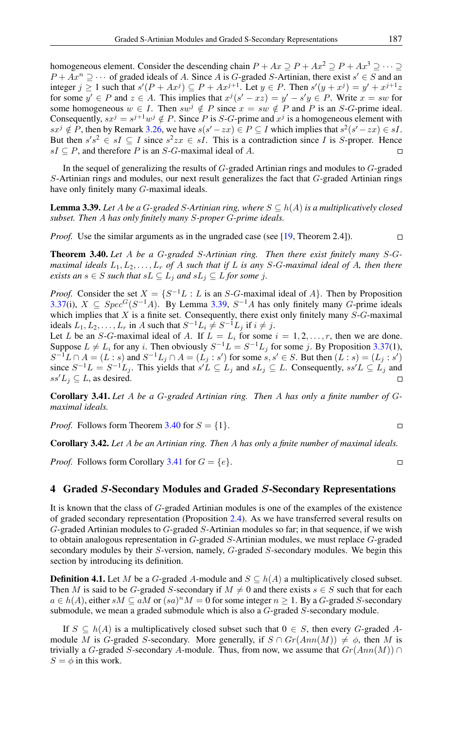homogeneous element. Consider the descending chain $P + Ax \supseteq P + Ax^2 \supseteq P + Ax^3 \supseteq \cdots \supseteq P + Ax^n \supseteq \cdots$ of graded ideals of $A$. Since $A$ is $G$-graded $S$-Artinian, there exist $s' \in S$ and an integer $j \geq 1$ such that $s'(P + Ax^j) \subseteq P + Ax^{j+1}$. Let $y \in P$. Then $s'(y + x^j) = y' + x^{j+1}z$ for some $y' \in P$ and $z \in A$. This implies that $x^j(s' - xz) = y' - s'y \in P$. Write $x = sw$ for some homogeneous $w \in I$. Then $sw^j \notin P$ since $x = sw \notin P$ and $P$ is an $S$-$G$-prime ideal. Consequently, $sx^j = s^{j+1}w^j \notin P$. Since $P$ is $S$-$G$-prime and $x^j$ is a homogeneous element with $sx^j \notin P$, then by Remark 3.26, we have $s(s' - zx) \in P \subseteq I$ which implies that $s^2(s' - zx) \in sI$. But then $s's^2 \in sI \subseteq I$ since $s^2zx \in sI$. This is a contradiction since $I$ is $S$-proper. Hence $sI \subseteq P$, and therefore $P$ is an $S$-$G$-maximal ideal of $A$. □

In the sequel of generalizing the results of $G$-graded Artinian rings and modules to $G$-graded $S$-Artinian rings and modules, our next result generalizes the fact that $G$-graded Artinian rings have only finitely many $G$-maximal ideals.

**Lemma 3.39.** *Let $A$ be a $G$-graded $S$-Artinian ring, where $S \subseteq h(A)$ is a multiplicatively closed subset. Then $A$ has only finitely many $S$-proper $G$-prime ideals.*

*Proof.* Use the similar arguments as in the ungraded case (see [19, Theorem 2.4]). □

**Theorem 3.40.** *Let $A$ be a $G$-graded $S$-Artinian ring. Then there exist finitely many $S$-$G$-maximal ideals $L_1, L_2, \ldots, L_r$ of $A$ such that if $L$ is any $S$-$G$-maximal ideal of $A$, then there exists an $s \in S$ such that $sL \subseteq L_j$ and $sL_j \subseteq L$ for some $j$.*

*Proof.* Consider the set $X = \{S^{-1}L : L \text{ is an } S\text{-}G\text{-maximal ideal of } A\}$. Then by Proposition 3.37(i), $X \subseteq Spec^G(S^{-1}A)$. By Lemma 3.39, $S^{-1}A$ has only finitely many $G$-prime ideals which implies that $X$ is a finite set. Consequently, there exist only finitely many $S$-$G$-maximal ideals $L_1, L_2, \ldots, L_r$ in $A$ such that $S^{-1}L_i \neq S^{-1}L_j$ if $i \neq j$.
Let $L$ be an $S$-$G$-maximal ideal of $A$. If $L = L_i$ for some $i = 1, 2, \ldots, r$, then we are done. Suppose $L \neq L_i$ for any $i$. Then obviously $S^{-1}L = S^{-1}L_j$ for some $j$. By Proposition 3.37(1), $S^{-1}L \cap A = (L : s)$ and $S^{-1}L_j \cap A = (L_j : s')$ for some $s, s' \in S$. But then $(L : s) = (L_j : s')$ since $S^{-1}L = S^{-1}L_j$. This yields that $s'L \subseteq L_j$ and $sL_j \subseteq L$. Consequently, $ss'L \subseteq L_j$ and $ss'L_j \subseteq L$, as desired. □

**Corollary 3.41.** *Let $A$ be a $G$-graded Artinian ring. Then $A$ has only a finite number of $G$-maximal ideals.*

*Proof.* Follows form Theorem 3.40 for $S = \{1\}$. □

**Corollary 3.42.** *Let $A$ be an Artinian ring. Then $A$ has only a finite number of maximal ideals.*

*Proof.* Follows form Corollary 3.41 for $G = \{e\}$. □

## 4 Graded $S$-Secondary Modules and Graded $S$-Secondary Representations

It is known that the class of $G$-graded Artinian modules is one of the examples of the existence of graded secondary representation (Proposition 2.4). As we have transferred several results on $G$-graded Artinian modules to $G$-graded $S$-Artinian modules so far; in that sequence, if we wish to obtain analogous representation in $G$-graded $S$-Artinian modules, we must replace $G$-graded secondary modules by their $S$-version, namely, $G$-graded $S$-secondary modules. We begin this section by introducing its definition.

**Definition 4.1.** Let $M$ be a $G$-graded $A$-module and $S \subseteq h(A)$ a multiplicatively closed subset. Then $M$ is said to be $G$-graded $S$-secondary if $M \neq 0$ and there exists $s \in S$ such that for each $a \in h(A)$, either $sM \subseteq aM$ or $(sa)^n M = 0$ for some integer $n \geq 1$. By a $G$-graded $S$-secondary submodule, we mean a graded submodule which is also a $G$-graded $S$-secondary module.

If $S \subseteq h(A)$ is a multiplicatively closed subset such that $0 \in S$, then every $G$-graded $A$-module $M$ is $G$-graded $S$-secondary. More generally, if $S \cap Gr(Ann(M)) \neq \phi$, then $M$ is trivially a $G$-graded $S$-secondary $A$-module. Thus, from now, we assume that $Gr(Ann(M)) \cap S = \phi$ in this work.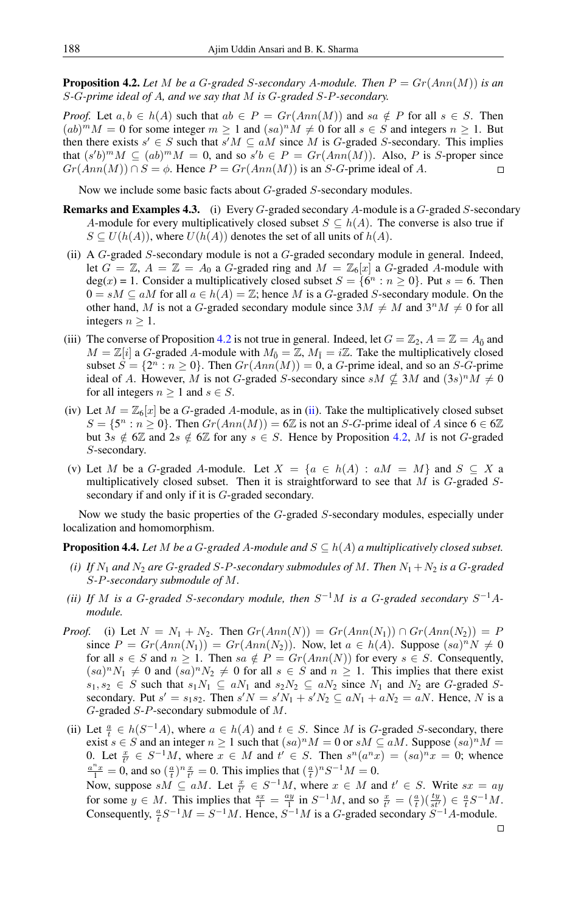**Proposition 4.2.** *Let $M$ be a $G$-graded $S$-secondary $A$-module. Then $P = Gr(Ann(M))$ is an $S$-$G$-prime ideal of $A$, and we say that $M$ is $G$-graded $S$-$P$-secondary.*

*Proof.* Let $a, b \in h(A)$ such that $ab \in P = Gr(Ann(M))$ and $sa \notin P$ for all $s \in S$. Then $(ab)^m M = 0$ for some integer $m \geq 1$ and $(sa)^n M \neq 0$ for all $s \in S$ and integers $n \geq 1$. But then there exists $s' \in S$ such that $s'M \subseteq aM$ since $M$ is $G$-graded $S$-secondary. This implies that $(s'b)^m M \subseteq (ab)^m M = 0$, and so $s'b \in P = Gr(Ann(M))$. Also, $P$ is $S$-proper since $Gr(Ann(M)) \cap S = \phi$. Hence $P = Gr(Ann(M))$ is an $S$-$G$-prime ideal of $A$. □

Now we include some basic facts about $G$-graded $S$-secondary modules.

**Remarks and Examples 4.3.**

(i) Every $G$-graded secondary $A$-module is a $G$-graded $S$-secondary $A$-module for every multiplicatively closed subset $S \subseteq h(A)$. The converse is also true if $S \subseteq U(h(A))$, where $U(h(A))$ denotes the set of all units of $h(A)$.

(ii) A $G$-graded $S$-secondary module is not a $G$-graded secondary module in general. Indeed, let $G = \mathbb{Z}$, $A = \mathbb{Z} = A_0$ a $G$-graded ring and $M = \mathbb{Z}_6[x]$ a $G$-graded $A$-module with $\deg(x) = 1$. Consider a multiplicatively closed subset $S = \{6^n : n \geq 0\}$. Put $s = 6$. Then $0 = sM \subseteq aM$ for all $a \in h(A) = \mathbb{Z}$; hence $M$ is a $G$-graded $S$-secondary module. On the other hand, $M$ is not a $G$-graded secondary module since $3M \neq M$ and $3^n M \neq 0$ for all integers $n \geq 1$.

(iii) The converse of Proposition 4.2 is not true in general. Indeed, let $G = \mathbb{Z}_2$, $A = \mathbb{Z} = A_{\bar{0}}$ and $M = \mathbb{Z}[i]$ a $G$-graded $A$-module with $M_{\bar{0}} = \mathbb{Z}$, $M_{\bar{1}} = i\mathbb{Z}$. Take the multiplicatively closed subset $S = \{2^n : n \geq 0\}$. Then $Gr(Ann(M)) = 0$, a $G$-prime ideal, and so an $S$-$G$-prime ideal of $A$. However, $M$ is not $G$-graded $S$-secondary since $sM \nsubseteq 3M$ and $(3s)^n M \neq 0$ for all integers $n \geq 1$ and $s \in S$.

(iv) Let $M = \mathbb{Z}_6[x]$ be a $G$-graded $A$-module, as in (ii). Take the multiplicatively closed subset $S = \{5^n : n \geq 0\}$. Then $Gr(Ann(M)) = 6\mathbb{Z}$ is not an $S$-$G$-prime ideal of $A$ since $6 \in 6\mathbb{Z}$ but $3s \notin 6\mathbb{Z}$ and $2s \notin 6\mathbb{Z}$ for any $s \in S$. Hence by Proposition 4.2, $M$ is not $G$-graded $S$-secondary.

(v) Let $M$ be a $G$-graded $A$-module. Let $X = \{a \in h(A) : aM = M\}$ and $S \subseteq X$ a multiplicatively closed subset. Then it is straightforward to see that $M$ is $G$-graded $S$-secondary if and only if it is $G$-graded secondary.

Now we study the basic properties of the $G$-graded $S$-secondary modules, especially under localization and homomorphism.

**Proposition 4.4.** *Let $M$ be a $G$-graded $A$-module and $S \subseteq h(A)$ a multiplicatively closed subset.*

*(i) If $N_1$ and $N_2$ are $G$-graded $S$-$P$-secondary submodules of $M$. Then $N_1 + N_2$ is a $G$-graded $S$-$P$-secondary submodule of $M$.*

*(ii) If $M$ is a $G$-graded $S$-secondary module, then $S^{-1}M$ is a $G$-graded secondary $S^{-1}A$-module.*

*Proof.* (i) Let $N = N_1 + N_2$. Then $Gr(Ann(N)) = Gr(Ann(N_1)) \cap Gr(Ann(N_2)) = P$ since $P = Gr(Ann(N_1)) = Gr(Ann(N_2))$. Now, let $a \in h(A)$. Suppose $(sa)^n N \neq 0$ for all $s \in S$ and $n \geq 1$. Then $sa \notin P = Gr(Ann(N))$ for every $s \in S$. Consequently, $(sa)^n N_1 \neq 0$ and $(sa)^n N_2 \neq 0$ for all $s \in S$ and $n \geq 1$. This implies that there exist $s_1, s_2 \in S$ such that $s_1 N_1 \subseteq aN_1$ and $s_2 N_2 \subseteq aN_2$ since $N_1$ and $N_2$ are $G$-graded $S$-secondary. Put $s' = s_1 s_2$. Then $s'N = s'N_1 + s'N_2 \subseteq aN_1 + aN_2 = aN$. Hence, $N$ is a $G$-graded $S$-$P$-secondary submodule of $M$.

(ii) Let $\frac{a}{t} \in h(S^{-1}A)$, where $a \in h(A)$ and $t \in S$. Since $M$ is $G$-graded $S$-secondary, there exist $s \in S$ and an integer $n \geq 1$ such that $(sa)^n M = 0$ or $sM \subseteq aM$. Suppose $(sa)^n M = 0$. Let $\frac{x}{t'} \in S^{-1}M$, where $x \in M$ and $t' \in S$. Then $s^n(a^n x) = (sa)^n x = 0$; whence $\frac{a^n x}{1} = 0$, and so $(\frac{a}{t})^n \frac{x}{t'} = 0$. This implies that $(\frac{a}{t})^n S^{-1}M = 0$.

Now, suppose $sM \subseteq aM$. Let $\frac{x}{t'} \in S^{-1}M$, where $x \in M$ and $t' \in S$. Write $sx = ay$ for some $y \in M$. This implies that $\frac{sx}{1} = \frac{ay}{1}$ in $S^{-1}M$, and so $\frac{x}{t'} = (\frac{a}{t})(\frac{ty}{st'}) \in \frac{a}{t} S^{-1}M$. Consequently, $\frac{a}{t} S^{-1}M = S^{-1}M$. Hence, $S^{-1}M$ is a $G$-graded secondary $S^{-1}A$-module. □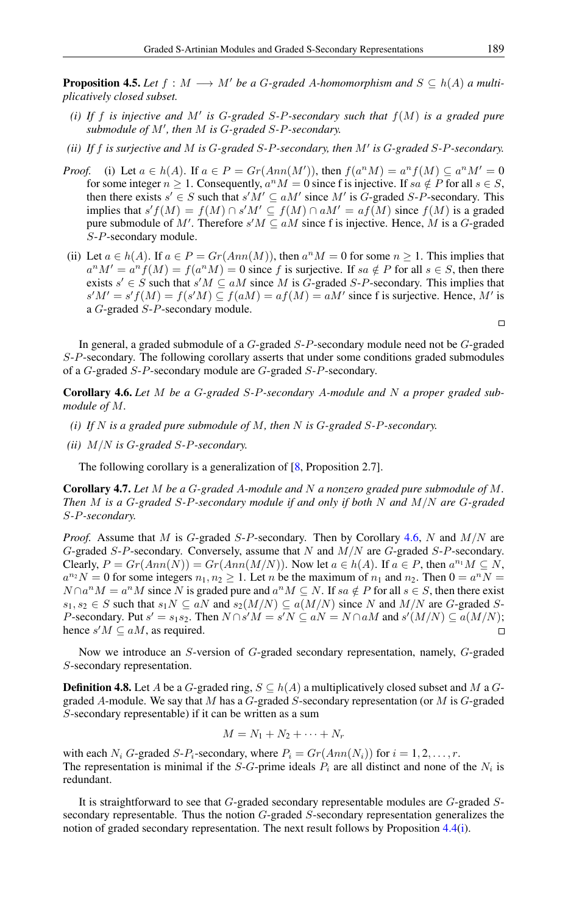**Proposition 4.5.** *Let $f : M \longrightarrow M'$ be a $G$-graded $A$-homomorphism and $S \subseteq h(A)$ a multiplicatively closed subset.*

*(i) If $f$ is injective and $M'$ is $G$-graded $S$-$P$-secondary such that $f(M)$ is a graded pure submodule of $M'$, then $M$ is $G$-graded $S$-$P$-secondary.*

*(ii) If $f$ is surjective and $M$ is $G$-graded $S$-$P$-secondary, then $M'$ is $G$-graded $S$-$P$-secondary.*

*Proof.* (i) Let $a \in h(A)$. If $a \in P = Gr(Ann(M'))$, then $f(a^n M) = a^n f(M) \subseteq a^n M' = 0$ for some integer $n \geq 1$. Consequently, $a^n M = 0$ since f is injective. If $sa \notin P$ for all $s \in S$, then there exists $s' \in S$ such that $s'M' \subseteq aM'$ since $M'$ is $G$-graded $S$-$P$-secondary. This implies that $s'f(M) = f(M) \cap s'M' \subseteq f(M) \cap aM' = af(M)$ since $f(M)$ is a graded pure submodule of $M'$. Therefore $s'M \subseteq aM$ since f is injective. Hence, $M$ is a $G$-graded $S$-$P$-secondary module.

(ii) Let $a \in h(A)$. If $a \in P = Gr(Ann(M))$, then $a^n M = 0$ for some $n \geq 1$. This implies that $a^n M' = a^n f(M) = f(a^n M) = 0$ since $f$ is surjective. If $sa \notin P$ for all $s \in S$, then there exists $s' \in S$ such that $s'M \subseteq aM$ since $M$ is $G$-graded $S$-$P$-secondary. This implies that $s'M' = s'f(M) = f(s'M) \subseteq f(aM) = af(M) = aM'$ since f is surjective. Hence, $M'$ is a $G$-graded $S$-$P$-secondary module. □

In general, a graded submodule of a $G$-graded $S$-$P$-secondary module need not be $G$-graded $S$-$P$-secondary. The following corollary asserts that under some conditions graded submodules of a $G$-graded $S$-$P$-secondary module are $G$-graded $S$-$P$-secondary.

**Corollary 4.6.** *Let $M$ be a $G$-graded $S$-$P$-secondary $A$-module and $N$ a proper graded submodule of $M$.*

*(i) If $N$ is a graded pure submodule of $M$, then $N$ is $G$-graded $S$-$P$-secondary.*

*(ii) $M/N$ is $G$-graded $S$-$P$-secondary.*

The following corollary is a generalization of [8, Proposition 2.7].

**Corollary 4.7.** *Let $M$ be a $G$-graded $A$-module and $N$ a nonzero graded pure submodule of $M$. Then $M$ is a $G$-graded $S$-$P$-secondary module if and only if both $N$ and $M/N$ are $G$-graded $S$-$P$-secondary.*

*Proof.* Assume that $M$ is $G$-graded $S$-$P$-secondary. Then by Corollary 4.6, $N$ and $M/N$ are $G$-graded $S$-$P$-secondary. Conversely, assume that $N$ and $M/N$ are $G$-graded $S$-$P$-secondary. Clearly, $P = Gr(Ann(N)) = Gr(Ann(M/N))$. Now let $a \in h(A)$. If $a \in P$, then $a^{n_1} M \subseteq N$, $a^{n_2} N = 0$ for some integers $n_1, n_2 \geq 1$. Let $n$ be the maximum of $n_1$ and $n_2$. Then $0 = a^n N = N \cap a^n M = a^n M$ since $N$ is graded pure and $a^n M \subseteq N$. If $sa \notin P$ for all $s \in S$, then there exist $s_1, s_2 \in S$ such that $s_1 N \subseteq aN$ and $s_2(M/N) \subseteq a(M/N)$ since $N$ and $M/N$ are $G$-graded $S$-$P$-secondary. Put $s' = s_1 s_2$. Then $N \cap s'M = s'N \subseteq aN = N \cap aM$ and $s'(M/N) \subseteq a(M/N)$; hence $s'M \subseteq aM$, as required. □

Now we introduce an $S$-version of $G$-graded secondary representation, namely, $G$-graded $S$-secondary representation.

**Definition 4.8.** Let $A$ be a $G$-graded ring, $S \subseteq h(A)$ a multiplicatively closed subset and $M$ a $G$-graded $A$-module. We say that $M$ has a $G$-graded $S$-secondary representation (or $M$ is $G$-graded $S$-secondary representable) if it can be written as a sum

$$M = N_1 + N_2 + \cdots + N_r$$

with each $N_i$ $G$-graded $S$-$P_i$-secondary, where $P_i = Gr(Ann(N_i))$ for $i = 1, 2, \ldots, r$.
The representation is minimal if the $S$-$G$-prime ideals $P_i$ are all distinct and none of the $N_i$ is redundant.

It is straightforward to see that $G$-graded secondary representable modules are $G$-graded $S$-secondary representable. Thus the notion $G$-graded $S$-secondary representation generalizes the notion of graded secondary representation. The next result follows by Proposition 4.4(i).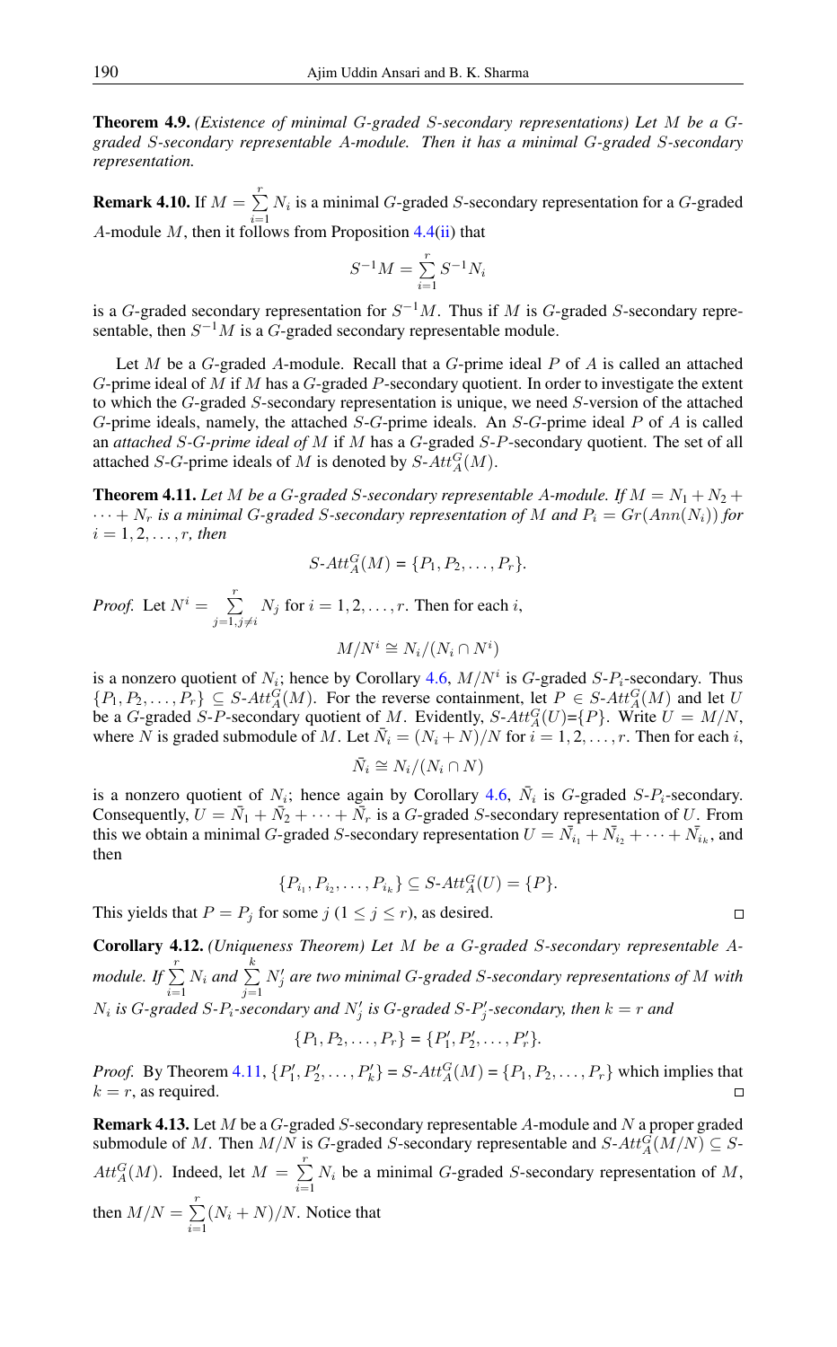**Theorem 4.9.** *(Existence of minimal $G$-graded $S$-secondary representations) Let $M$ be a $G$-graded $S$-secondary representable $A$-module. Then it has a minimal $G$-graded $S$-secondary representation.*

**Remark 4.10.** If $M = \sum_{i=1}^{r} N_i$ is a minimal $G$-graded $S$-secondary representation for a $G$-graded $A$-module $M$, then it follows from Proposition 4.4(ii) that

$$S^{-1}M = \sum_{i=1}^{r} S^{-1}N_i$$

is a $G$-graded secondary representation for $S^{-1}M$. Thus if $M$ is $G$-graded $S$-secondary representable, then $S^{-1}M$ is a $G$-graded secondary representable module.

Let $M$ be a $G$-graded $A$-module. Recall that a $G$-prime ideal $P$ of $A$ is called an attached $G$-prime ideal of $M$ if $M$ has a $G$-graded $P$-secondary quotient. In order to investigate the extent to which the $G$-graded $S$-secondary representation is unique, we need $S$-version of the attached $G$-prime ideals, namely, the attached $S$-$G$-prime ideals. An $S$-$G$-prime ideal $P$ of $A$ is called an *attached $S$-$G$-prime ideal of* $M$ if $M$ has a $G$-graded $S$-$P$-secondary quotient. The set of all attached $S$-$G$-prime ideals of $M$ is denoted by $S\text{-}Att_A^G(M)$.

**Theorem 4.11.** *Let $M$ be a $G$-graded $S$-secondary representable $A$-module. If $M = N_1 + N_2 + \cdots + N_r$ is a minimal $G$-graded $S$-secondary representation of $M$ and $P_i = Gr(Ann(N_i))$ for $i = 1, 2, \ldots, r$, then*

$$S\text{-}Att_A^G(M) = \{P_1, P_2, \ldots, P_r\}.$$

*Proof.* Let $N^i = \sum_{j=1, j\neq i}^{r} N_j$ for $i = 1, 2, \ldots, r$. Then for each $i$,

$$M/N^i \cong N_i/(N_i \cap N^i)$$

is a nonzero quotient of $N_i$; hence by Corollary 4.6, $M/N^i$ is $G$-graded $S$-$P_i$-secondary. Thus $\{P_1, P_2, \ldots, P_r\} \subseteq S\text{-}Att_A^G(M)$. For the reverse containment, let $P \in S\text{-}Att_A^G(M)$ and let $U$ be a $G$-graded $S$-$P$-secondary quotient of $M$. Evidently, $S\text{-}Att_A^G(U)=\{P\}$. Write $U = M/N$, where $N$ is graded submodule of $M$. Let $\bar{N}_i = (N_i + N)/N$ for $i = 1, 2, \ldots, r$. Then for each $i$,

$$\bar{N}_i \cong N_i/(N_i \cap N)$$

is a nonzero quotient of $N_i$; hence again by Corollary 4.6, $\bar{N}_i$ is $G$-graded $S$-$P_i$-secondary. Consequently, $U = \bar{N}_1 + \bar{N}_2 + \cdots + \bar{N}_r$ is a $G$-graded $S$-secondary representation of $U$. From this we obtain a minimal $G$-graded $S$-secondary representation $U = \bar{N}_{i_1} + \bar{N}_{i_2} + \cdots + \bar{N}_{i_k}$, and then

$$\{P_{i_1}, P_{i_2}, \ldots, P_{i_k}\} \subseteq S\text{-}Att_A^G(U) = \{P\}.$$

This yields that $P = P_j$ for some $j$ $(1 \leq j \leq r)$, as desired. □

**Corollary 4.12.** *(Uniqueness Theorem) Let $M$ be a $G$-graded $S$-secondary representable $A$-module. If $\sum_{i=1}^{r} N_i$ and $\sum_{j=1}^{k} N'_j$ are two minimal $G$-graded $S$-secondary representations of $M$ with $N_i$ is $G$-graded $S$-$P_i$-secondary and $N'_j$ is $G$-graded $S$-$P'_j$-secondary, then $k = r$ and*

$$\{P_1, P_2, \ldots, P_r\} = \{P'_1, P'_2, \ldots, P'_r\}.$$

*Proof.* By Theorem 4.11, $\{P'_1, P'_2, \ldots, P'_k\} = S\text{-}Att_A^G(M) = \{P_1, P_2, \ldots, P_r\}$ which implies that $k = r$, as required. □

**Remark 4.13.** Let $M$ be a $G$-graded $S$-secondary representable $A$-module and $N$ a proper graded submodule of $M$. Then $M/N$ is $G$-graded $S$-secondary representable and $S\text{-}Att_A^G(M/N) \subseteq S\text{-}Att_A^G(M)$. Indeed, let $M = \sum_{i=1}^{r} N_i$ be a minimal $G$-graded $S$-secondary representation of $M$, then $M/N = \sum_{i=1}^{r} (N_i + N)/N$. Notice that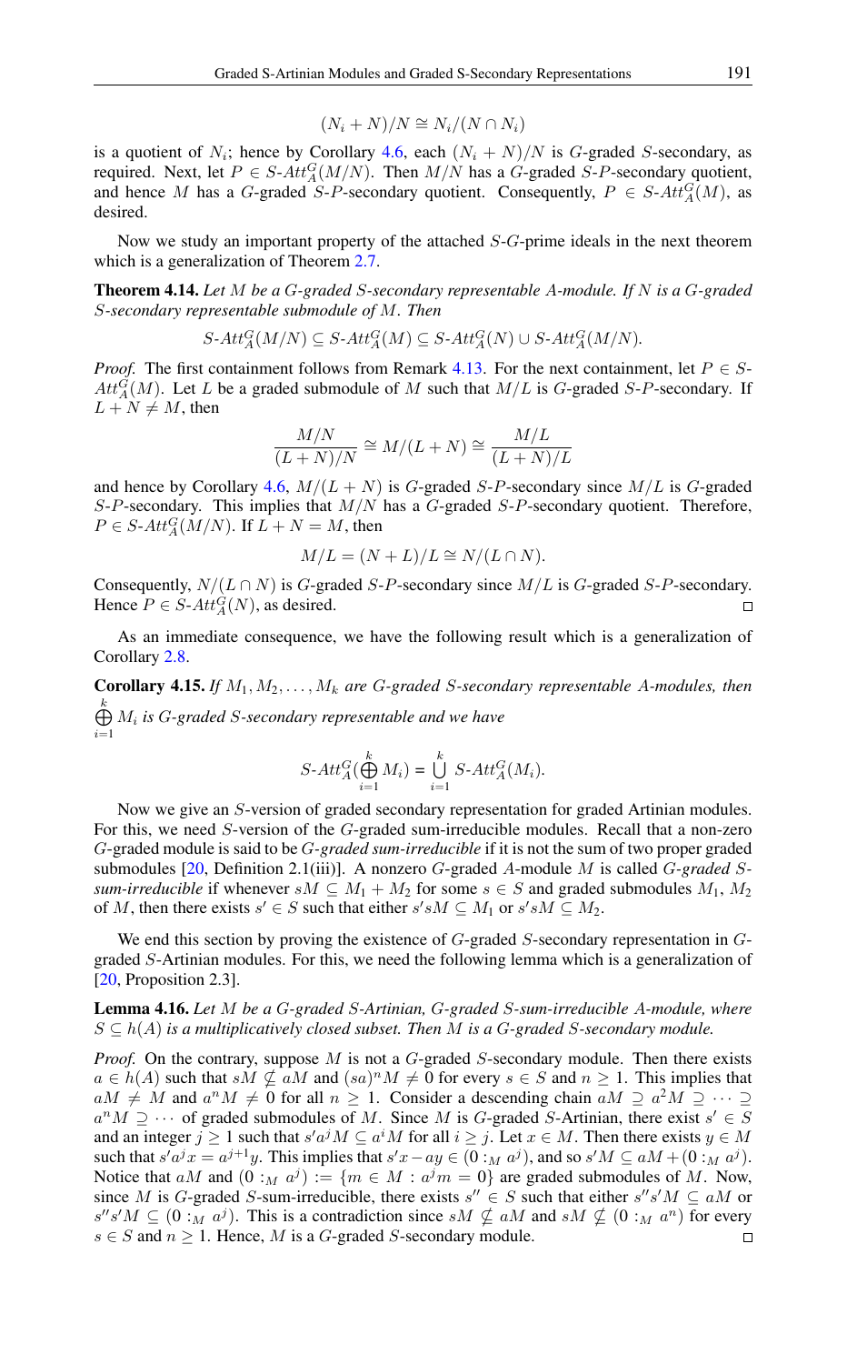$$(N_i + N)/N \cong N_i/(N \cap N_i)$$

is a quotient of $N_i$; hence by Corollary 4.6, each $(N_i + N)/N$ is $G$-graded $S$-secondary, as required. Next, let $P \in S\text{-}Att^G_A(M/N)$. Then $M/N$ has a $G$-graded $S$-$P$-secondary quotient, and hence $M$ has a $G$-graded $S$-$P$-secondary quotient. Consequently, $P \in S\text{-}Att^G_A(M)$, as desired.

Now we study an important property of the attached $S$-$G$-prime ideals in the next theorem which is a generalization of Theorem 2.7.

**Theorem 4.14.** *Let $M$ be a $G$-graded $S$-secondary representable $A$-module. If $N$ is a $G$-graded $S$-secondary representable submodule of $M$. Then*

$$S\text{-}Att^G_A(M/N) \subseteq S\text{-}Att^G_A(M) \subseteq S\text{-}Att^G_A(N) \cup S\text{-}Att^G_A(M/N).$$

*Proof.* The first containment follows from Remark 4.13. For the next containment, let $P \in S\text{-}Att^G_A(M)$. Let $L$ be a graded submodule of $M$ such that $M/L$ is $G$-graded $S$-$P$-secondary. If $L + N \neq M$, then

$$\frac{M/N}{(L+N)/N} \cong M/(L+N) \cong \frac{M/L}{(L+N)/L}$$

and hence by Corollary 4.6, $M/(L+N)$ is $G$-graded $S$-$P$-secondary since $M/L$ is $G$-graded $S$-$P$-secondary. This implies that $M/N$ has a $G$-graded $S$-$P$-secondary quotient. Therefore, $P \in S\text{-}Att^G_A(M/N)$. If $L + N = M$, then

$$M/L = (N+L)/L \cong N/(L \cap N).$$

Consequently, $N/(L \cap N)$ is $G$-graded $S$-$P$-secondary since $M/L$ is $G$-graded $S$-$P$-secondary. Hence $P \in S\text{-}Att^G_A(N)$, as desired. □

As an immediate consequence, we have the following result which is a generalization of Corollary 2.8.

**Corollary 4.15.** *If $M_1, M_2, \ldots, M_k$ are $G$-graded $S$-secondary representable $A$-modules, then $\bigoplus_{i=1}^{k} M_i$ is $G$-graded $S$-secondary representable and we have*

$$S\text{-}Att^G_A(\bigoplus_{i=1}^{k} M_i) = \bigcup_{i=1}^{k} S\text{-}Att^G_A(M_i).$$

Now we give an $S$-version of graded secondary representation for graded Artinian modules. For this, we need $S$-version of the $G$-graded sum-irreducible modules. Recall that a non-zero $G$-graded module is said to be *$G$-graded sum-irreducible* if it is not the sum of two proper graded submodules [20, Definition 2.1(iii)]. A nonzero $G$-graded $A$-module $M$ is called *$G$-graded $S$-sum-irreducible* if whenever $sM \subseteq M_1 + M_2$ for some $s \in S$ and graded submodules $M_1$, $M_2$ of $M$, then there exists $s' \in S$ such that either $s'sM \subseteq M_1$ or $s'sM \subseteq M_2$.

We end this section by proving the existence of $G$-graded $S$-secondary representation in $G$-graded $S$-Artinian modules. For this, we need the following lemma which is a generalization of [20, Proposition 2.3].

**Lemma 4.16.** *Let $M$ be a $G$-graded $S$-Artinian, $G$-graded $S$-sum-irreducible $A$-module, where $S \subseteq h(A)$ is a multiplicatively closed subset. Then $M$ is a $G$-graded $S$-secondary module.*

*Proof.* On the contrary, suppose $M$ is not a $G$-graded $S$-secondary module. Then there exists $a \in h(A)$ such that $sM \nsubseteq aM$ and $(sa)^n M \neq 0$ for every $s \in S$ and $n \geq 1$. This implies that $aM \neq M$ and $a^n M \neq 0$ for all $n \geq 1$. Consider a descending chain $aM \supseteq a^2 M \supseteq \cdots \supseteq a^n M \supseteq \cdots$ of graded submodules of $M$. Since $M$ is $G$-graded $S$-Artinian, there exist $s' \in S$ and an integer $j \geq 1$ such that $s' a^j M \subseteq a^i M$ for all $i \geq j$. Let $x \in M$. Then there exists $y \in M$ such that $s' a^j x = a^{j+1} y$. This implies that $s'x - ay \in (0 :_M a^j)$, and so $s'M \subseteq aM + (0 :_M a^j)$. Notice that $aM$ and $(0 :_M a^j) := \{m \in M : a^j m = 0\}$ are graded submodules of $M$. Now, since $M$ is $G$-graded $S$-sum-irreducible, there exists $s'' \in S$ such that either $s''s'M \subseteq aM$ or $s''s'M \subseteq (0 :_M a^j)$. This is a contradiction since $sM \nsubseteq aM$ and $sM \nsubseteq (0 :_M a^n)$ for every $s \in S$ and $n \geq 1$. Hence, $M$ is a $G$-graded $S$-secondary module. □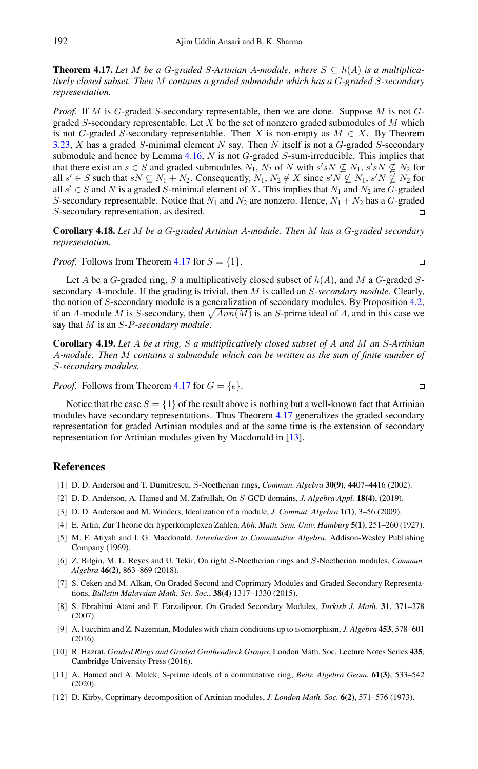**Theorem 4.17.** *Let $M$ be a $G$-graded $S$-Artinian $A$-module, where $S \subseteq h(A)$ is a multiplicatively closed subset. Then $M$ contains a graded submodule which has a $G$-graded $S$-secondary representation.*

*Proof.* If $M$ is $G$-graded $S$-secondary representable, then we are done. Suppose $M$ is not $G$-graded $S$-secondary representable. Let $X$ be the set of nonzero graded submodules of $M$ which is not $G$-graded $S$-secondary representable. Then $X$ is non-empty as $M \in X$. By Theorem 3.23, $X$ has a graded $S$-minimal element $N$ say. Then $N$ itself is not a $G$-graded $S$-secondary submodule and hence by Lemma 4.16, $N$ is not $G$-graded $S$-sum-irreducible. This implies that that there exist an $s \in S$ and graded submodules $N_1$, $N_2$ of $N$ with $s'sN \nsubseteq N_1$, $s'sN \nsubseteq N_2$ for all $s' \in S$ such that $sN \subseteq N_1 + N_2$. Consequently, $N_1, N_2 \notin X$ since $s'N \nsubseteq N_1$, $s'N \nsubseteq N_2$ for all $s' \in S$ and $N$ is a graded $S$-minimal element of $X$. This implies that $N_1$ and $N_2$ are $G$-graded $S$-secondary representable. Notice that $N_1$ and $N_2$ are nonzero. Hence, $N_1 + N_2$ has a $G$-graded $S$-secondary representation, as desired. □

**Corollary 4.18.** *Let $M$ be a $G$-graded Artinian $A$-module. Then $M$ has a $G$-graded secondary representation.*

*Proof.* Follows from Theorem 4.17 for $S = \{1\}$. □

Let $A$ be a $G$-graded ring, $S$ a multiplicatively closed subset of $h(A)$, and $M$ a $G$-graded $S$-secondary $A$-module. If the grading is trivial, then $M$ is called an *$S$-secondary module*. Clearly, the notion of $S$-secondary module is a generalization of secondary modules. By Proposition 4.2, if an $A$-module $M$ is $S$-secondary, then $\sqrt{Ann(M)}$ is an $S$-prime ideal of $A$, and in this case we say that $M$ is an *$S$-$P$-secondary module*.

**Corollary 4.19.** *Let $A$ be a ring, $S$ a multiplicatively closed subset of $A$ and $M$ an $S$-Artinian $A$-module. Then $M$ contains a submodule which can be written as the sum of finite number of $S$-secondary modules.*

*Proof.* Follows from Theorem 4.17 for $G = \{e\}$. □

Notice that the case $S = \{1\}$ of the result above is nothing but a well-known fact that Artinian modules have secondary representations. Thus Theorem 4.17 generalizes the graded secondary representation for graded Artinian modules and at the same time is the extension of secondary representation for Artinian modules given by Macdonald in [13].

## References

[1] D. D. Anderson and T. Dumitrescu, $S$-Noetherian rings, *Commun. Algebra* **30(9)**, 4407–4416 (2002).

[2] D. D. Anderson, A. Hamed and M. Zafrullah, On $S$-GCD domains, *J. Algebra Appl.* **18(4)**, (2019).

[3] D. D. Anderson and M. Winders, Idealization of a module, *J. Commut. Algebra* **1(1)**, 3–56 (2009).

[4] E. Artin, Zur Theorie der hyperkomplexen Zahlen, *Abh. Math. Sem. Univ. Hamburg* **5(1)**, 251–260 (1927).

[5] M. F. Atiyah and I. G. Macdonald, *Introduction to Commutative Algebra*, Addison-Wesley Publishing Company (1969).

[6] Z. Bilgin, M. L. Reyes and U. Tekir, On right $S$-Noetherian rings and $S$-Noetherian modules, *Commun. Algebra* **46(2)**, 863–869 (2018).

[7] S. Ceken and M. Alkan, On Graded Second and Coprimary Modules and Graded Secondary Representations, *Bulletin Malaysian Math. Sci. Soc.*, **38(4)** 1317–1330 (2015).

[8] S. Ebrahimi Atani and F. Farzalipour, On Graded Secondary Modules, *Turkish J. Math.* **31**, 371–378 (2007).

[9] A. Facchini and Z. Nazemian, Modules with chain conditions up to isomorphism, *J. Algebra* **453**, 578–601 (2016).

[10] R. Hazrat, *Graded Rings and Graded Grothendieck Groups*, London Math. Soc. Lecture Notes Series **435**, Cambridge University Press (2016).

[11] A. Hamed and A. Malek, S-prime ideals of a commutative ring, *Beitr. Algebra Geom.* **61(3)**, 533–542 (2020).

[12] D. Kirby, Coprimary decomposition of Artinian modules, *J. London Math. Soc.* **6(2)**, 571–576 (1973).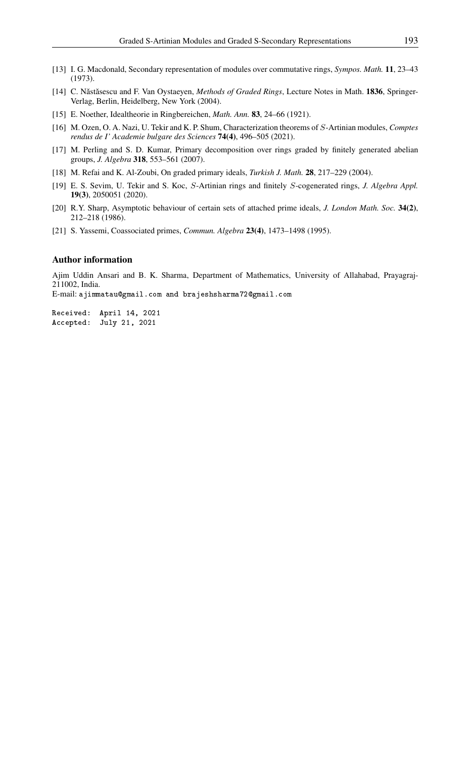[13] I. G. Macdonald, Secondary representation of modules over commutative rings, *Sympos. Math.* **11**, 23–43 (1973).

[14] C. Năstăsescu and F. Van Oystaeyen, *Methods of Graded Rings*, Lecture Notes in Math. **1836**, Springer-Verlag, Berlin, Heidelberg, New York (2004).

[15] E. Noether, Idealtheorie in Ringbereichen, *Math. Ann.* **83**, 24–66 (1921).

[16] M. Ozen, O. A. Nazi, U. Tekir and K. P. Shum, Characterization theorems of $S$-Artinian modules, *Comptes rendus de I' Academie bulgare des Sciences* **74(4)**, 496–505 (2021).

[17] M. Perling and S. D. Kumar, Primary decomposition over rings graded by finitely generated abelian groups, *J. Algebra* **318**, 553–561 (2007).

[18] M. Refai and K. Al-Zoubi, On graded primary ideals, *Turkish J. Math.* **28**, 217–229 (2004).

[19] E. S. Sevim, U. Tekir and S. Koc, $S$-Artinian rings and finitely $S$-cogenerated rings, *J. Algebra Appl.* **19(3)**, 2050051 (2020).

[20] R.Y. Sharp, Asymptotic behaviour of certain sets of attached prime ideals, *J. London Math. Soc.* **34(2)**, 212–218 (1986).

[21] S. Yassemi, Coassociated primes, *Commun. Algebra* **23(4)**, 1473–1498 (1995).

### Author information

Ajim Uddin Ansari and B. K. Sharma, Department of Mathematics, University of Allahabad, Prayagraj-211002, India.
E-mail: ajimmatau@gmail.com and brajeshsharma72@gmail.com

Received: April 14, 2021
Accepted: July 21, 2021